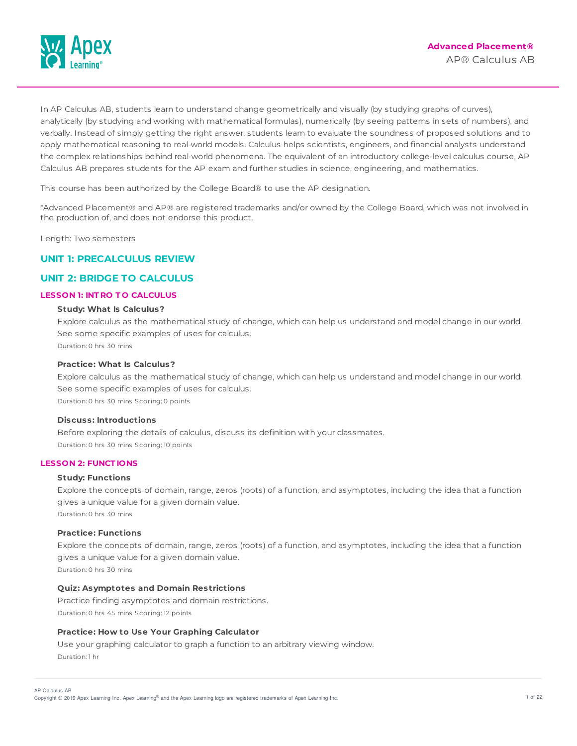**Advanced Placement®**

AP® Calculus AB

In AP Calculus AB, students learn to understand change geometrically and visually (by studying graphs of curves), analytically (by studying and working with mathematical formulas), numerically (by seeing patterns in sets of numbers), and verbally. Instead of simply getting the right answer, students learn to evaluate the soundness of proposed solutions and to apply mathematical reasoning to real-world models. Calculus helps scientists, engineers, and financial analysts understand the complex relationships behind real-world phenomena. The equivalent of an introductory college-level calculus course, AP Calculus AB prepares students for the AP exam and further studies in science, engineering, and mathematics.

This course has been authorized by the College Board® to use the AP designation.

*Advanced Placement® and AP® are registered trademarks and/or owned by the College Board, which was not involved in the production of, and does not endorse this product.

Length: Two semesters

## UNIT 1: PRECALCULUS REVIEW

## UNIT 2: BRIDGE TO CALCULUS

### LESSON 1: INTRO TO CALCULUS

**Study: What Is Calculus?**

Explore calculus as the mathematical study of change, which can help us understand and model change in our world. See some specific examples of uses for calculus.

Duration: 0 hrs 30 mins

**Practice: What Is Calculus?**

Explore calculus as the mathematical study of change, which can help us understand and model change in our world. See some specific examples of uses for calculus.

Duration: 0 hrs 30 mins Scoring: 0 points

**Discuss: Introductions**

Before exploring the details of calculus, discuss its definition with your classmates.

Duration: 0 hrs 30 mins Scoring: 10 points

### LESSON 2: FUNCTIONS

**Study: Functions**

Explore the concepts of domain, range, zeros (roots) of a function, and asymptotes, including the idea that a function gives a unique value for a given domain value.

Duration: 0 hrs 30 mins

**Practice: Functions**

Explore the concepts of domain, range, zeros (roots) of a function, and asymptotes, including the idea that a function gives a unique value for a given domain value.

Duration: 0 hrs 30 mins

**Quiz: Asymptotes and Domain Restrictions**

Practice finding asymptotes and domain restrictions.

Duration: 0 hrs 45 mins Scoring: 12 points

**Practice: How to Use Your Graphing Calculator**

Use your graphing calculator to graph a function to an arbitrary viewing window.

Duration: 1 hr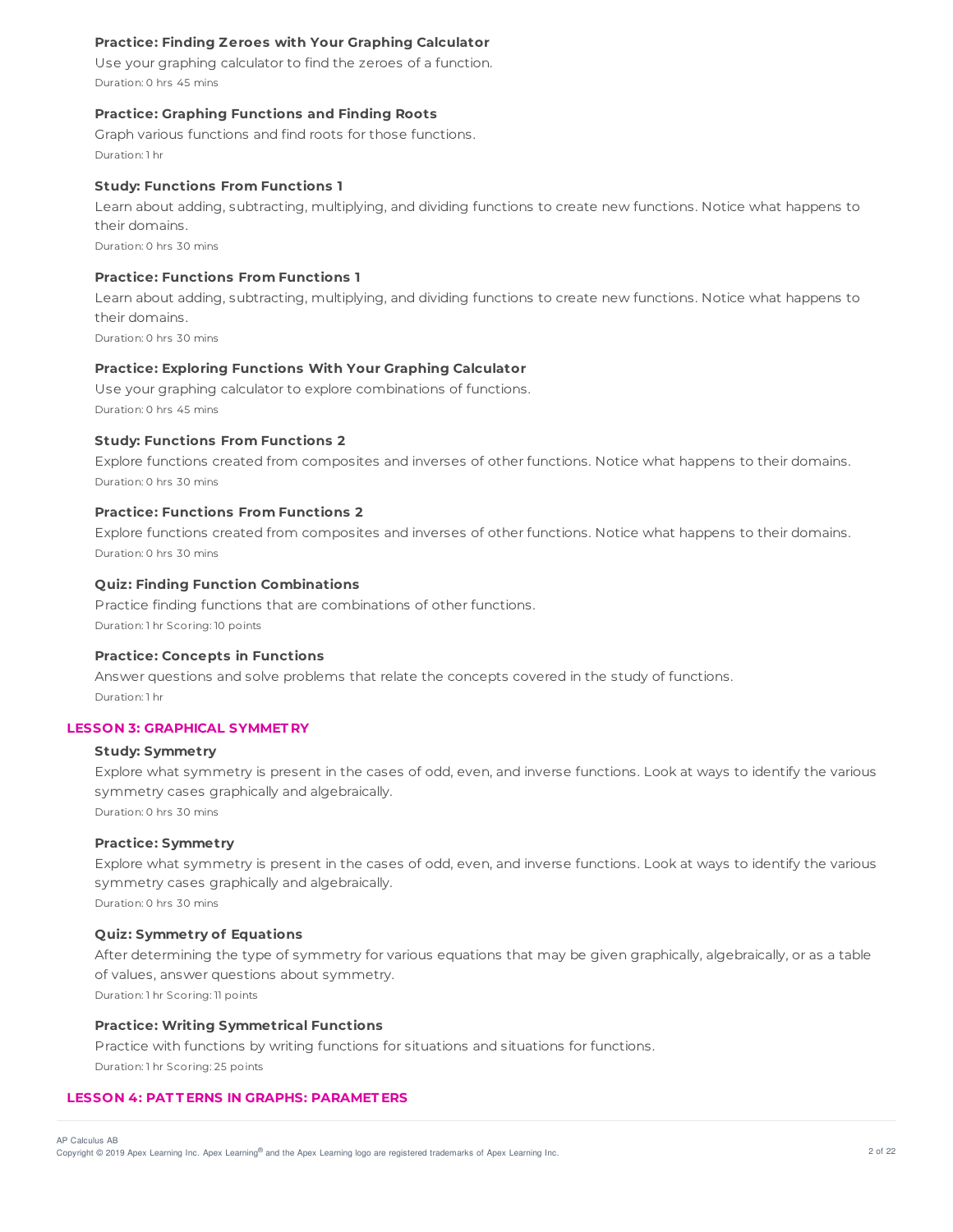**Practice: Finding Zeroes with Your Graphing Calculator**

Use your graphing calculator to find the zeroes of a function.

Duration: 0 hrs 45 mins

**Practice: Graphing Functions and Finding Roots**

Graph various functions and find roots for those functions.

Duration: 1 hr

**Study: Functions From Functions 1**

Learn about adding, subtracting, multiplying, and dividing functions to create new functions. Notice what happens to their domains.

Duration: 0 hrs 30 mins

**Practice: Functions From Functions 1**

Learn about adding, subtracting, multiplying, and dividing functions to create new functions. Notice what happens to their domains.

Duration: 0 hrs 30 mins

**Practice: Exploring Functions With Your Graphing Calculator**

Use your graphing calculator to explore combinations of functions.

Duration: 0 hrs 45 mins

**Study: Functions From Functions 2**

Explore functions created from composites and inverses of other functions. Notice what happens to their domains.

Duration: 0 hrs 30 mins

**Practice: Functions From Functions 2**

Explore functions created from composites and inverses of other functions. Notice what happens to their domains.

Duration: 0 hrs 30 mins

**Quiz: Finding Function Combinations**

Practice finding functions that are combinations of other functions.

Duration: 1 hr Scoring: 10 points

**Practice: Concepts in Functions**

Answer questions and solve problems that relate the concepts covered in the study of functions.

Duration: 1 hr

## LESSON 3: GRAPHICAL SYMMETRY

**Study: Symmetry**

Explore what symmetry is present in the cases of odd, even, and inverse functions. Look at ways to identify the various symmetry cases graphically and algebraically.

Duration: 0 hrs 30 mins

**Practice: Symmetry**

Explore what symmetry is present in the cases of odd, even, and inverse functions. Look at ways to identify the various symmetry cases graphically and algebraically.

Duration: 0 hrs 30 mins

**Quiz: Symmetry of Equations**

After determining the type of symmetry for various equations that may be given graphically, algebraically, or as a table of values, answer questions about symmetry.

Duration: 1 hr Scoring: 11 points

**Practice: Writing Symmetrical Functions**

Practice with functions by writing functions for situations and situations for functions.

Duration: 1 hr Scoring: 25 points

## LESSON 4: PATTERNS IN GRAPHS: PARAMETERS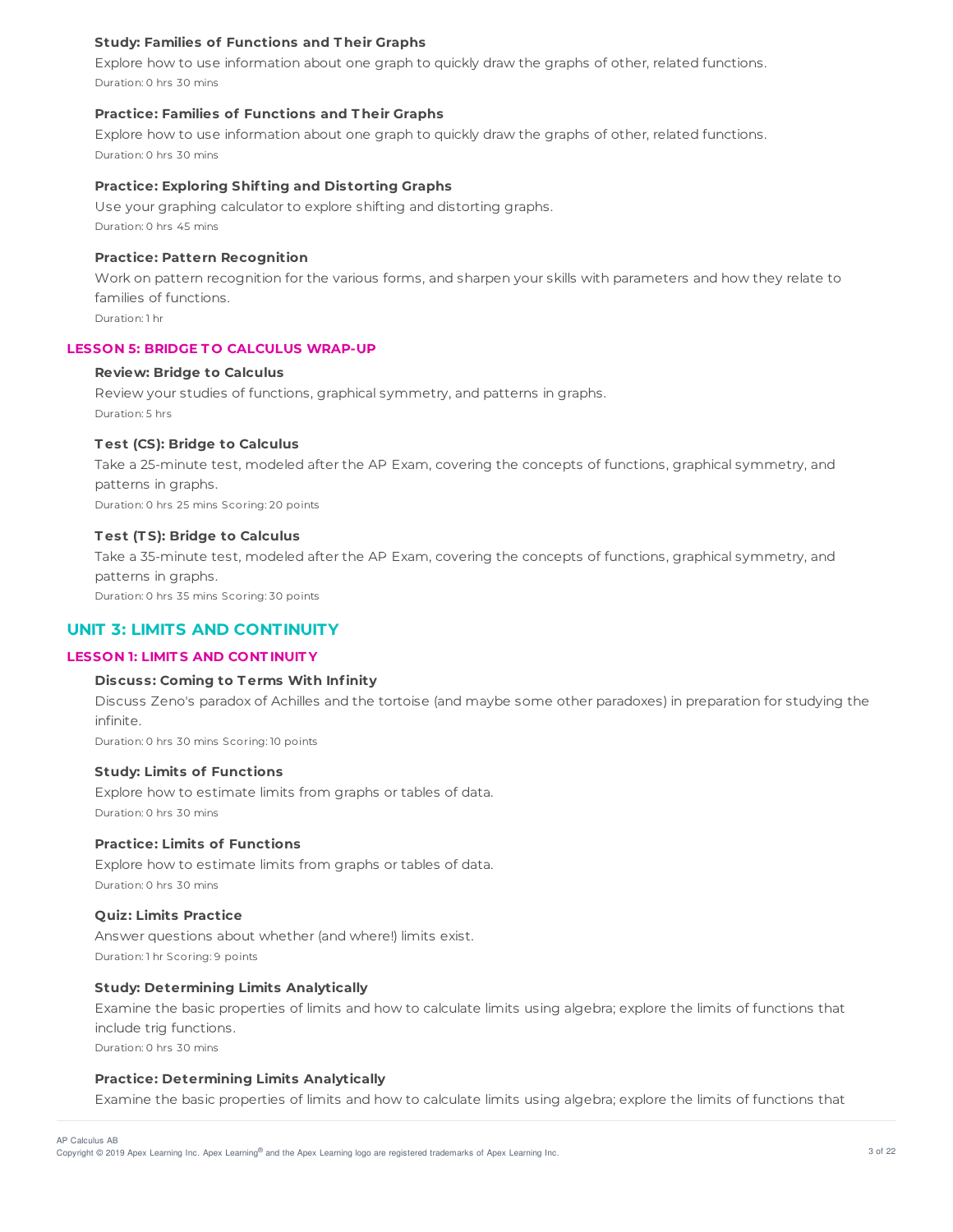**Study: Families of Functions and Their Graphs**

Explore how to use information about one graph to quickly draw the graphs of other, related functions.

Duration: 0 hrs 30 mins

**Practice: Families of Functions and Their Graphs**

Explore how to use information about one graph to quickly draw the graphs of other, related functions.

Duration: 0 hrs 30 mins

**Practice: Exploring Shifting and Distorting Graphs**

Use your graphing calculator to explore shifting and distorting graphs.

Duration: 0 hrs 45 mins

**Practice: Pattern Recognition**

Work on pattern recognition for the various forms, and sharpen your skills with parameters and how they relate to families of functions.

Duration: 1 hr

### LESSON 5: BRIDGE TO CALCULUS WRAP-UP

**Review: Bridge to Calculus**

Review your studies of functions, graphical symmetry, and patterns in graphs.

Duration: 5 hrs

**Test (CS): Bridge to Calculus**

Take a 25-minute test, modeled after the AP Exam, covering the concepts of functions, graphical symmetry, and patterns in graphs.

Duration: 0 hrs 25 mins Scoring: 20 points

**Test (TS): Bridge to Calculus**

Take a 35-minute test, modeled after the AP Exam, covering the concepts of functions, graphical symmetry, and patterns in graphs.

Duration: 0 hrs 35 mins Scoring: 30 points

## UNIT 3: LIMITS AND CONTINUITY

### LESSON 1: LIMITS AND CONTINUITY

**Discuss: Coming to Terms With Infinity**

Discuss Zeno's paradox of Achilles and the tortoise (and maybe some other paradoxes) in preparation for studying the infinite.

Duration: 0 hrs 30 mins Scoring: 10 points

**Study: Limits of Functions**

Explore how to estimate limits from graphs or tables of data.

Duration: 0 hrs 30 mins

**Practice: Limits of Functions**

Explore how to estimate limits from graphs or tables of data.

Duration: 0 hrs 30 mins

**Quiz: Limits Practice**

Answer questions about whether (and where!) limits exist.

Duration: 1 hr Scoring: 9 points

**Study: Determining Limits Analytically**

Examine the basic properties of limits and how to calculate limits using algebra; explore the limits of functions that include trig functions.

Duration: 0 hrs 30 mins

**Practice: Determining Limits Analytically**

Examine the basic properties of limits and how to calculate limits using algebra; explore the limits of functions that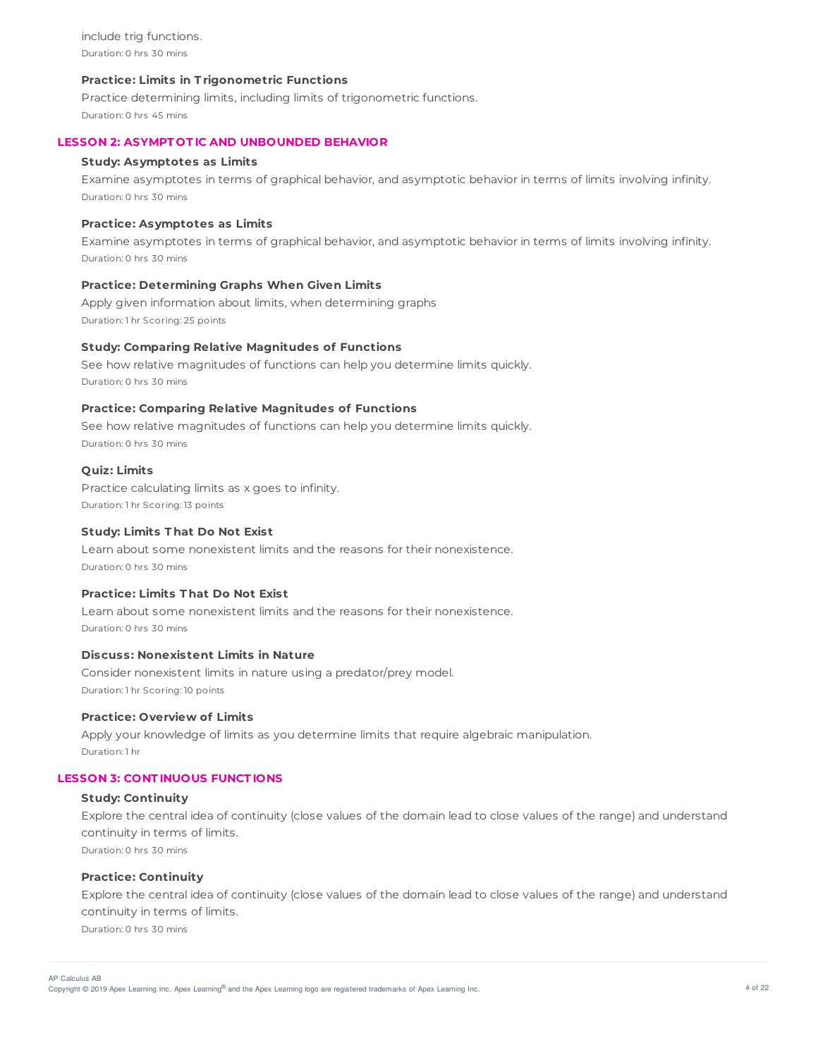include trig functions.
Duration: 0 hrs 30 mins

**Practice: Limits in Trigonometric Functions**

Practice determining limits, including limits of trigonometric functions.
Duration: 0 hrs 45 mins

## LESSON 2: ASYMPTOTIC AND UNBOUNDED BEHAVIOR

**Study: Asymptotes as Limits**

Examine asymptotes in terms of graphical behavior, and asymptotic behavior in terms of limits involving infinity.
Duration: 0 hrs 30 mins

**Practice: Asymptotes as Limits**

Examine asymptotes in terms of graphical behavior, and asymptotic behavior in terms of limits involving infinity.
Duration: 0 hrs 30 mins

**Practice: Determining Graphs When Given Limits**

Apply given information about limits, when determining graphs
Duration: 1 hr Scoring: 25 points

**Study: Comparing Relative Magnitudes of Functions**

See how relative magnitudes of functions can help you determine limits quickly.
Duration: 0 hrs 30 mins

**Practice: Comparing Relative Magnitudes of Functions**

See how relative magnitudes of functions can help you determine limits quickly.
Duration: 0 hrs 30 mins

**Quiz: Limits**

Practice calculating limits as x goes to infinity.
Duration: 1 hr Scoring: 13 points

**Study: Limits That Do Not Exist**

Learn about some nonexistent limits and the reasons for their nonexistence.
Duration: 0 hrs 30 mins

**Practice: Limits That Do Not Exist**

Learn about some nonexistent limits and the reasons for their nonexistence.
Duration: 0 hrs 30 mins

**Discuss: Nonexistent Limits in Nature**

Consider nonexistent limits in nature using a predator/prey model.
Duration: 1 hr Scoring: 10 points

**Practice: Overview of Limits**

Apply your knowledge of limits as you determine limits that require algebraic manipulation.
Duration: 1 hr

## LESSON 3: CONTINUOUS FUNCTIONS

**Study: Continuity**

Explore the central idea of continuity (close values of the domain lead to close values of the range) and understand continuity in terms of limits.
Duration: 0 hrs 30 mins

**Practice: Continuity**

Explore the central idea of continuity (close values of the domain lead to close values of the range) and understand continuity in terms of limits.
Duration: 0 hrs 30 mins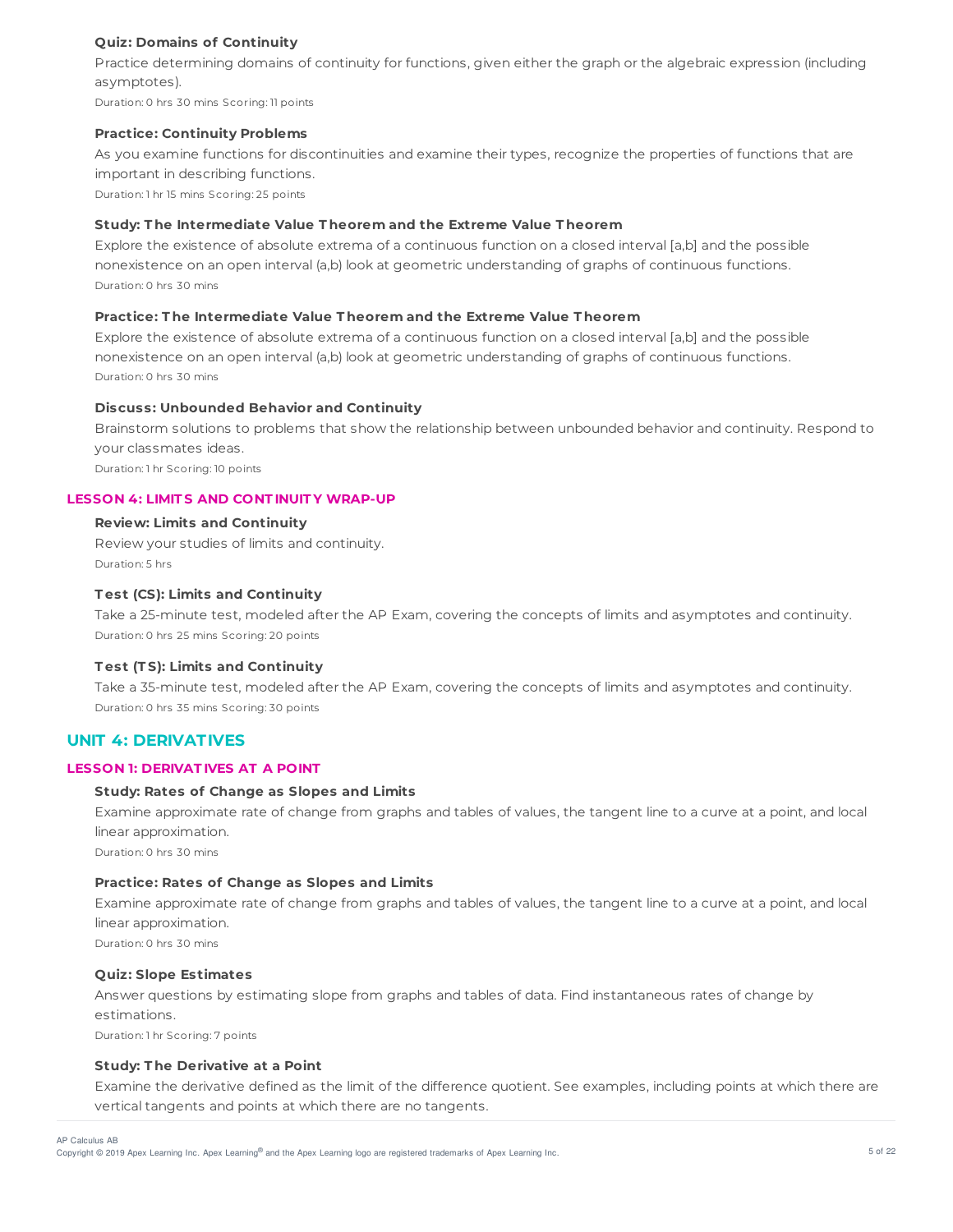### Quiz: Domains of Continuity

Practice determining domains of continuity for functions, given either the graph or the algebraic expression (including asymptotes).

Duration: 0 hrs 30 mins Scoring: 11 points

### Practice: Continuity Problems

As you examine functions for discontinuities and examine their types, recognize the properties of functions that are important in describing functions.

Duration: 1 hr 15 mins Scoring: 25 points

### Study: The Intermediate Value Theorem and the Extreme Value Theorem

Explore the existence of absolute extrema of a continuous function on a closed interval [a,b] and the possible nonexistence on an open interval (a,b) look at geometric understanding of graphs of continuous functions.

Duration: 0 hrs 30 mins

### Practice: The Intermediate Value Theorem and the Extreme Value Theorem

Explore the existence of absolute extrema of a continuous function on a closed interval [a,b] and the possible nonexistence on an open interval (a,b) look at geometric understanding of graphs of continuous functions.

Duration: 0 hrs 30 mins

### Discuss: Unbounded Behavior and Continuity

Brainstorm solutions to problems that show the relationship between unbounded behavior and continuity. Respond to your classmates ideas.

Duration: 1 hr Scoring: 10 points

## LESSON 4: LIMITS AND CONTINUITY WRAP-UP

### Review: Limits and Continuity

Review your studies of limits and continuity.

Duration: 5 hrs

### Test (CS): Limits and Continuity

Take a 25-minute test, modeled after the AP Exam, covering the concepts of limits and asymptotes and continuity.

Duration: 0 hrs 25 mins Scoring: 20 points

### Test (TS): Limits and Continuity

Take a 35-minute test, modeled after the AP Exam, covering the concepts of limits and asymptotes and continuity.

Duration: 0 hrs 35 mins Scoring: 30 points

# UNIT 4: DERIVATIVES

## LESSON 1: DERIVATIVES AT A POINT

### Study: Rates of Change as Slopes and Limits

Examine approximate rate of change from graphs and tables of values, the tangent line to a curve at a point, and local linear approximation.

Duration: 0 hrs 30 mins

### Practice: Rates of Change as Slopes and Limits

Examine approximate rate of change from graphs and tables of values, the tangent line to a curve at a point, and local linear approximation.

Duration: 0 hrs 30 mins

### Quiz: Slope Estimates

Answer questions by estimating slope from graphs and tables of data. Find instantaneous rates of change by estimations.

Duration: 1 hr Scoring: 7 points

### Study: The Derivative at a Point

Examine the derivative defined as the limit of the difference quotient. See examples, including points at which there are vertical tangents and points at which there are no tangents.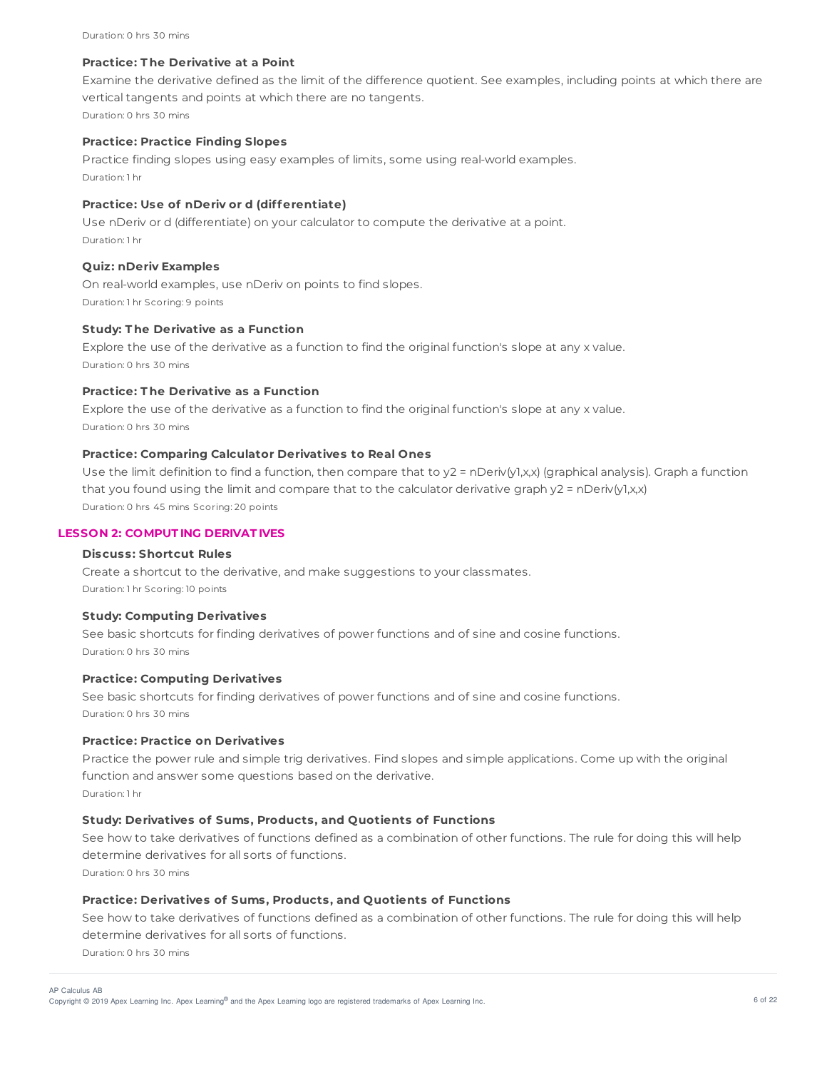Duration: 0 hrs 30 mins

**Practice: The Derivative at a Point**

Examine the derivative defined as the limit of the difference quotient. See examples, including points at which there are vertical tangents and points at which there are no tangents.

Duration: 0 hrs 30 mins

**Practice: Practice Finding Slopes**

Practice finding slopes using easy examples of limits, some using real-world examples.

Duration: 1 hr

**Practice: Use of nDeriv or d (differentiate)**

Use nDeriv or d (differentiate) on your calculator to compute the derivative at a point.

Duration: 1 hr

**Quiz: nDeriv Examples**

On real-world examples, use nDeriv on points to find slopes.

Duration: 1 hr Scoring: 9 points

**Study: The Derivative as a Function**

Explore the use of the derivative as a function to find the original function's slope at any x value.

Duration: 0 hrs 30 mins

**Practice: The Derivative as a Function**

Explore the use of the derivative as a function to find the original function's slope at any x value.

Duration: 0 hrs 30 mins

**Practice: Comparing Calculator Derivatives to Real Ones**

Use the limit definition to find a function, then compare that to y2 = nDeriv(y1,x,x) (graphical analysis). Graph a function that you found using the limit and compare that to the calculator derivative graph y2 = nDeriv(y1,x,x)

Duration: 0 hrs 45 mins Scoring: 20 points

## LESSON 2: COMPUTING DERIVATIVES

**Discuss: Shortcut Rules**

Create a shortcut to the derivative, and make suggestions to your classmates.

Duration: 1 hr Scoring: 10 points

**Study: Computing Derivatives**

See basic shortcuts for finding derivatives of power functions and of sine and cosine functions.

Duration: 0 hrs 30 mins

**Practice: Computing Derivatives**

See basic shortcuts for finding derivatives of power functions and of sine and cosine functions.

Duration: 0 hrs 30 mins

**Practice: Practice on Derivatives**

Practice the power rule and simple trig derivatives. Find slopes and simple applications. Come up with the original function and answer some questions based on the derivative.

Duration: 1 hr

**Study: Derivatives of Sums, Products, and Quotients of Functions**

See how to take derivatives of functions defined as a combination of other functions. The rule for doing this will help determine derivatives for all sorts of functions.

Duration: 0 hrs 30 mins

**Practice: Derivatives of Sums, Products, and Quotients of Functions**

See how to take derivatives of functions defined as a combination of other functions. The rule for doing this will help determine derivatives for all sorts of functions.

Duration: 0 hrs 30 mins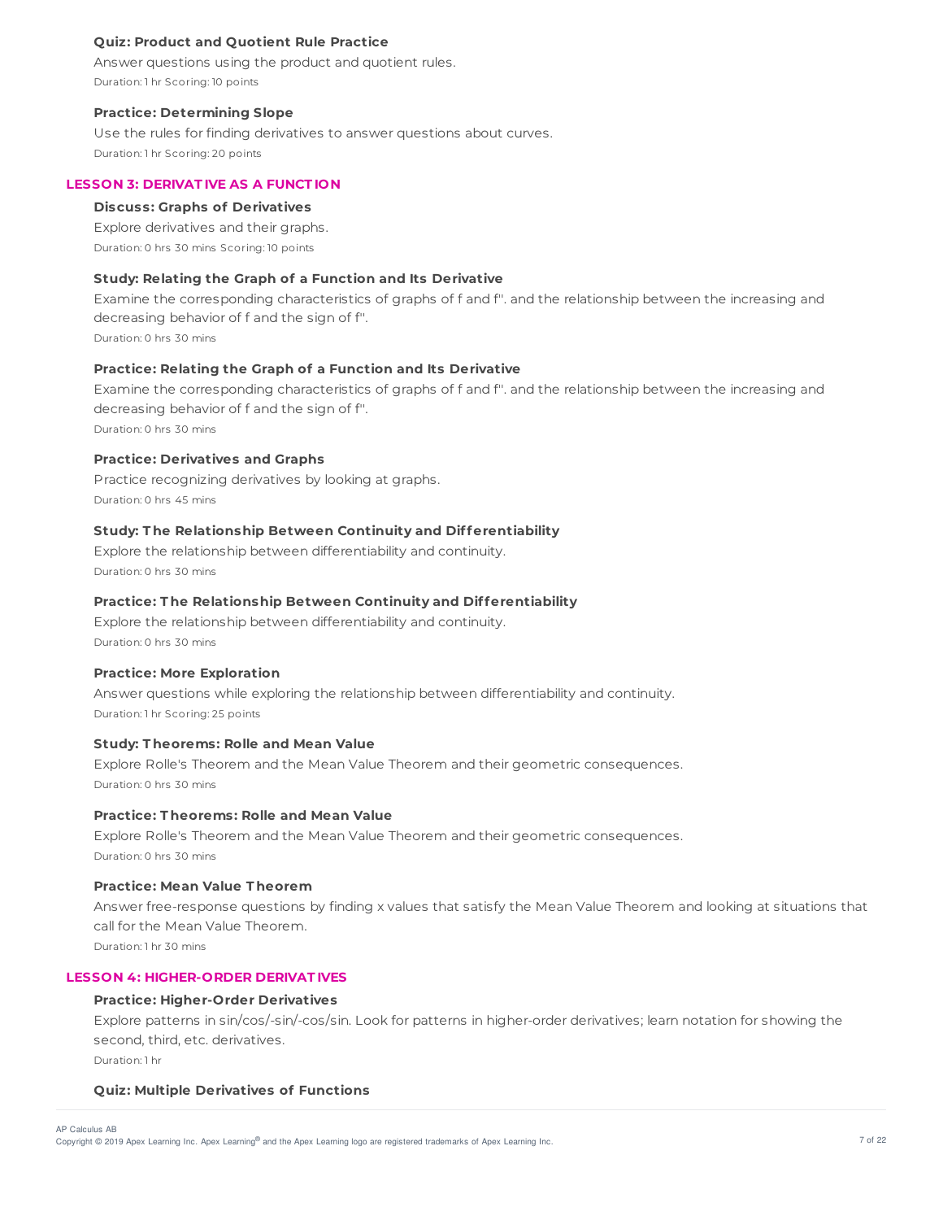**Quiz: Product and Quotient Rule Practice**

Answer questions using the product and quotient rules.

Duration: 1 hr Scoring: 10 points

**Practice: Determining Slope**

Use the rules for finding derivatives to answer questions about curves.

Duration: 1 hr Scoring: 20 points

## LESSON 3: DERIVATIVE AS A FUNCTION

**Discuss: Graphs of Derivatives**

Explore derivatives and their graphs.

Duration: 0 hrs 30 mins Scoring: 10 points

**Study: Relating the Graph of a Function and Its Derivative**

Examine the corresponding characteristics of graphs of f and f''. and the relationship between the increasing and decreasing behavior of f and the sign of f''.

Duration: 0 hrs 30 mins

**Practice: Relating the Graph of a Function and Its Derivative**

Examine the corresponding characteristics of graphs of f and f''. and the relationship between the increasing and decreasing behavior of f and the sign of f''.

Duration: 0 hrs 30 mins

**Practice: Derivatives and Graphs**

Practice recognizing derivatives by looking at graphs.

Duration: 0 hrs 45 mins

**Study: The Relationship Between Continuity and Differentiability**

Explore the relationship between differentiability and continuity.

Duration: 0 hrs 30 mins

**Practice: The Relationship Between Continuity and Differentiability**

Explore the relationship between differentiability and continuity.

Duration: 0 hrs 30 mins

**Practice: More Exploration**

Answer questions while exploring the relationship between differentiability and continuity.

Duration: 1 hr Scoring: 25 points

**Study: Theorems: Rolle and Mean Value**

Explore Rolle's Theorem and the Mean Value Theorem and their geometric consequences.

Duration: 0 hrs 30 mins

**Practice: Theorems: Rolle and Mean Value**

Explore Rolle's Theorem and the Mean Value Theorem and their geometric consequences.

Duration: 0 hrs 30 mins

**Practice: Mean Value Theorem**

Answer free-response questions by finding x values that satisfy the Mean Value Theorem and looking at situations that call for the Mean Value Theorem.

Duration: 1 hr 30 mins

## LESSON 4: HIGHER-ORDER DERIVATIVES

**Practice: Higher-Order Derivatives**

Explore patterns in sin/cos/-sin/-cos/sin. Look for patterns in higher-order derivatives; learn notation for showing the second, third, etc. derivatives.

Duration: 1 hr

**Quiz: Multiple Derivatives of Functions**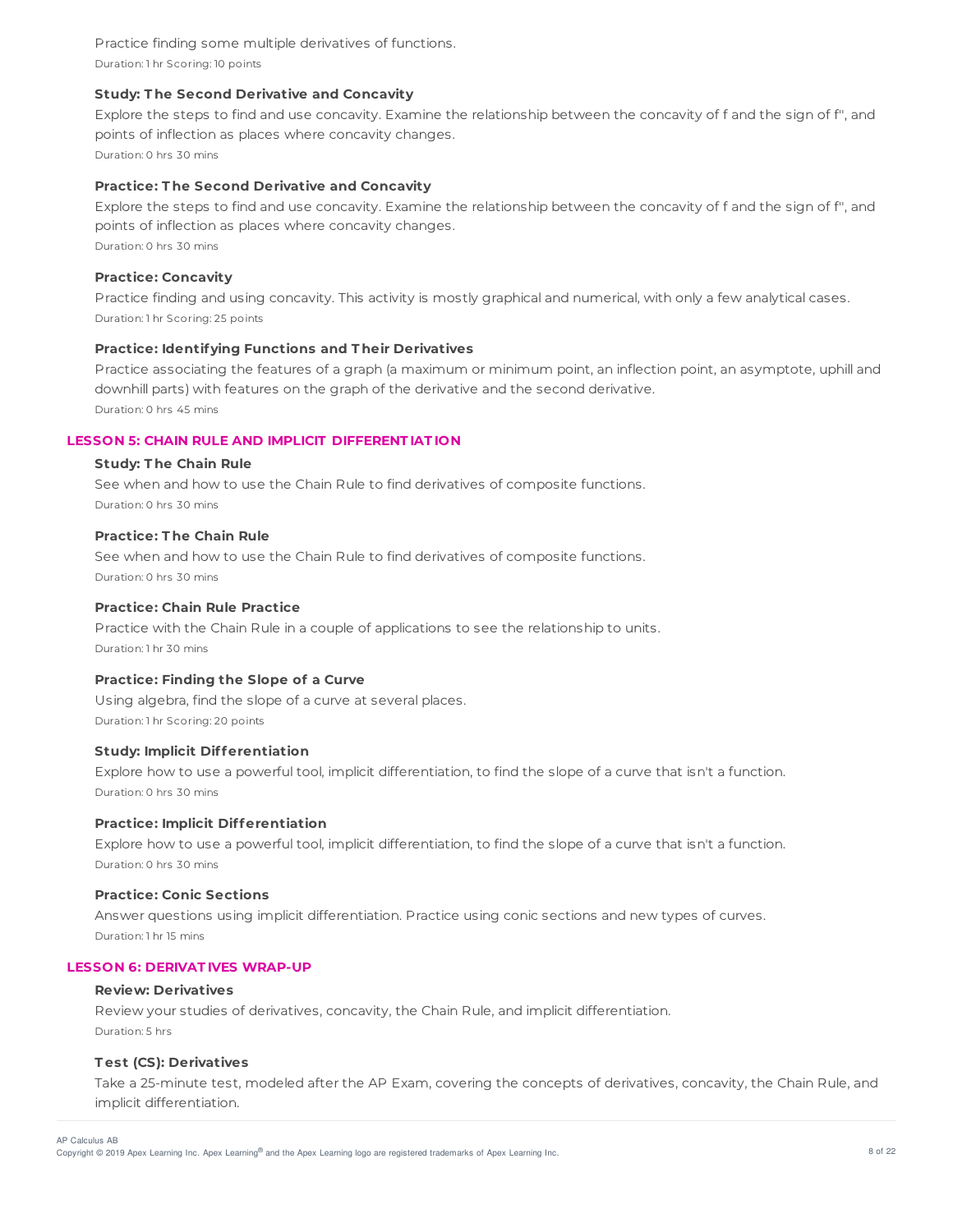Practice finding some multiple derivatives of functions.

Duration: 1 hr Scoring: 10 points

**Study: The Second Derivative and Concavity**

Explore the steps to find and use concavity. Examine the relationship between the concavity of f and the sign of f'', and points of inflection as places where concavity changes.

Duration: 0 hrs 30 mins

**Practice: The Second Derivative and Concavity**

Explore the steps to find and use concavity. Examine the relationship between the concavity of f and the sign of f'', and points of inflection as places where concavity changes.

Duration: 0 hrs 30 mins

**Practice: Concavity**

Practice finding and using concavity. This activity is mostly graphical and numerical, with only a few analytical cases.

Duration: 1 hr Scoring: 25 points

**Practice: Identifying Functions and Their Derivatives**

Practice associating the features of a graph (a maximum or minimum point, an inflection point, an asymptote, uphill and downhill parts) with features on the graph of the derivative and the second derivative.

Duration: 0 hrs 45 mins

## LESSON 5: CHAIN RULE AND IMPLICIT DIFFERENTIATION

**Study: The Chain Rule**

See when and how to use the Chain Rule to find derivatives of composite functions.

Duration: 0 hrs 30 mins

**Practice: The Chain Rule**

See when and how to use the Chain Rule to find derivatives of composite functions.

Duration: 0 hrs 30 mins

**Practice: Chain Rule Practice**

Practice with the Chain Rule in a couple of applications to see the relationship to units.

Duration: 1 hr 30 mins

**Practice: Finding the Slope of a Curve**

Using algebra, find the slope of a curve at several places.

Duration: 1 hr Scoring: 20 points

**Study: Implicit Differentiation**

Explore how to use a powerful tool, implicit differentiation, to find the slope of a curve that isn't a function.

Duration: 0 hrs 30 mins

**Practice: Implicit Differentiation**

Explore how to use a powerful tool, implicit differentiation, to find the slope of a curve that isn't a function.

Duration: 0 hrs 30 mins

**Practice: Conic Sections**

Answer questions using implicit differentiation. Practice using conic sections and new types of curves.

Duration: 1 hr 15 mins

## LESSON 6: DERIVATIVES WRAP-UP

**Review: Derivatives**

Review your studies of derivatives, concavity, the Chain Rule, and implicit differentiation.

Duration: 5 hrs

**Test (CS): Derivatives**

Take a 25-minute test, modeled after the AP Exam, covering the concepts of derivatives, concavity, the Chain Rule, and implicit differentiation.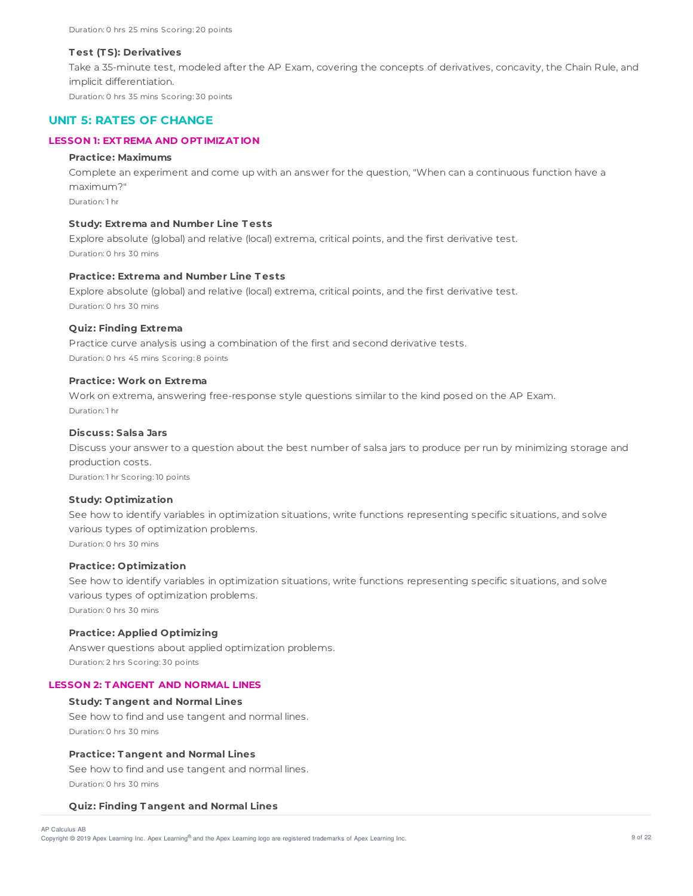Duration: 0 hrs 25 mins Scoring: 20 points

**Test (TS): Derivatives**

Take a 35-minute test, modeled after the AP Exam, covering the concepts of derivatives, concavity, the Chain Rule, and implicit differentiation.

Duration: 0 hrs 35 mins Scoring: 30 points

## UNIT 5: RATES OF CHANGE

### LESSON 1: EXTREMA AND OPTIMIZATION

**Practice: Maximums**

Complete an experiment and come up with an answer for the question, "When can a continuous function have a maximum?"

Duration: 1 hr

**Study: Extrema and Number Line Tests**

Explore absolute (global) and relative (local) extrema, critical points, and the first derivative test.

Duration: 0 hrs 30 mins

**Practice: Extrema and Number Line Tests**

Explore absolute (global) and relative (local) extrema, critical points, and the first derivative test.

Duration: 0 hrs 30 mins

**Quiz: Finding Extrema**

Practice curve analysis using a combination of the first and second derivative tests.

Duration: 0 hrs 45 mins Scoring: 8 points

**Practice: Work on Extrema**

Work on extrema, answering free-response style questions similar to the kind posed on the AP Exam.

Duration: 1 hr

**Discuss: Salsa Jars**

Discuss your answer to a question about the best number of salsa jars to produce per run by minimizing storage and production costs.

Duration: 1 hr Scoring: 10 points

**Study: Optimization**

See how to identify variables in optimization situations, write functions representing specific situations, and solve various types of optimization problems.

Duration: 0 hrs 30 mins

**Practice: Optimization**

See how to identify variables in optimization situations, write functions representing specific situations, and solve various types of optimization problems.

Duration: 0 hrs 30 mins

**Practice: Applied Optimizing**

Answer questions about applied optimization problems.

Duration: 2 hrs Scoring: 30 points

### LESSON 2: TANGENT AND NORMAL LINES

**Study: Tangent and Normal Lines**

See how to find and use tangent and normal lines.

Duration: 0 hrs 30 mins

**Practice: Tangent and Normal Lines**

See how to find and use tangent and normal lines.

Duration: 0 hrs 30 mins

**Quiz: Finding Tangent and Normal Lines**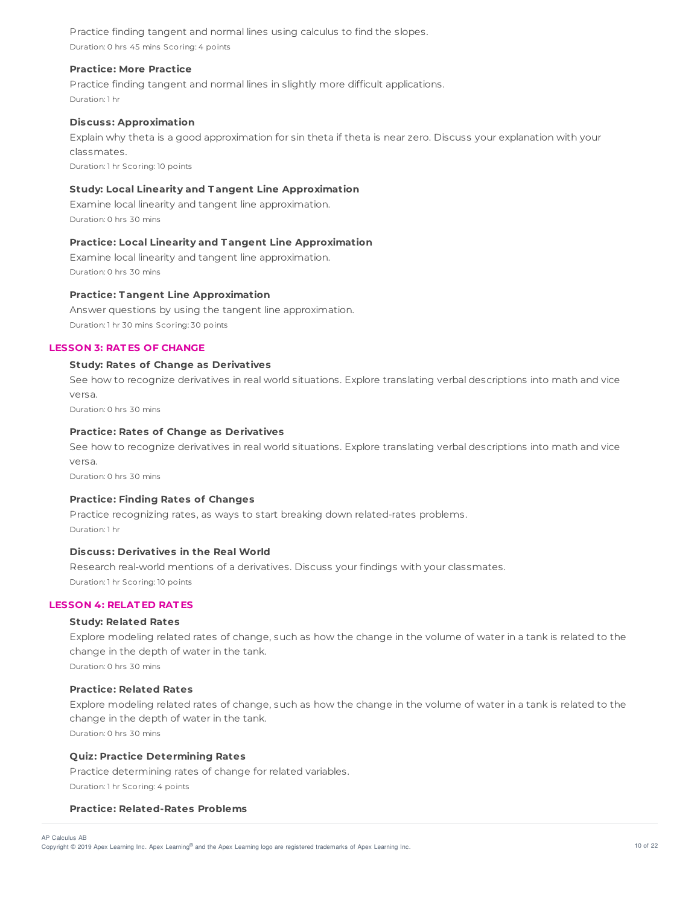Practice finding tangent and normal lines using calculus to find the slopes.

Duration: 0 hrs 45 mins Scoring: 4 points

#### Practice: More Practice

Practice finding tangent and normal lines in slightly more difficult applications.

Duration: 1 hr

#### Discuss: Approximation

Explain why theta is a good approximation for sin theta if theta is near zero. Discuss your explanation with your classmates.

Duration: 1 hr Scoring: 10 points

#### Study: Local Linearity and Tangent Line Approximation

Examine local linearity and tangent line approximation.

Duration: 0 hrs 30 mins

#### Practice: Local Linearity and Tangent Line Approximation

Examine local linearity and tangent line approximation.

Duration: 0 hrs 30 mins

#### Practice: Tangent Line Approximation

Answer questions by using the tangent line approximation.

Duration: 1 hr 30 mins Scoring: 30 points

### LESSON 3: RATES OF CHANGE

#### Study: Rates of Change as Derivatives

See how to recognize derivatives in real world situations. Explore translating verbal descriptions into math and vice versa.

Duration: 0 hrs 30 mins

#### Practice: Rates of Change as Derivatives

See how to recognize derivatives in real world situations. Explore translating verbal descriptions into math and vice versa.

Duration: 0 hrs 30 mins

#### Practice: Finding Rates of Changes

Practice recognizing rates, as ways to start breaking down related-rates problems.

Duration: 1 hr

#### Discuss: Derivatives in the Real World

Research real-world mentions of a derivatives. Discuss your findings with your classmates.

Duration: 1 hr Scoring: 10 points

### LESSON 4: RELATED RATES

#### Study: Related Rates

Explore modeling related rates of change, such as how the change in the volume of water in a tank is related to the change in the depth of water in the tank.

Duration: 0 hrs 30 mins

#### Practice: Related Rates

Explore modeling related rates of change, such as how the change in the volume of water in a tank is related to the change in the depth of water in the tank.

Duration: 0 hrs 30 mins

#### Quiz: Practice Determining Rates

Practice determining rates of change for related variables.

Duration: 1 hr Scoring: 4 points

#### Practice: Related-Rates Problems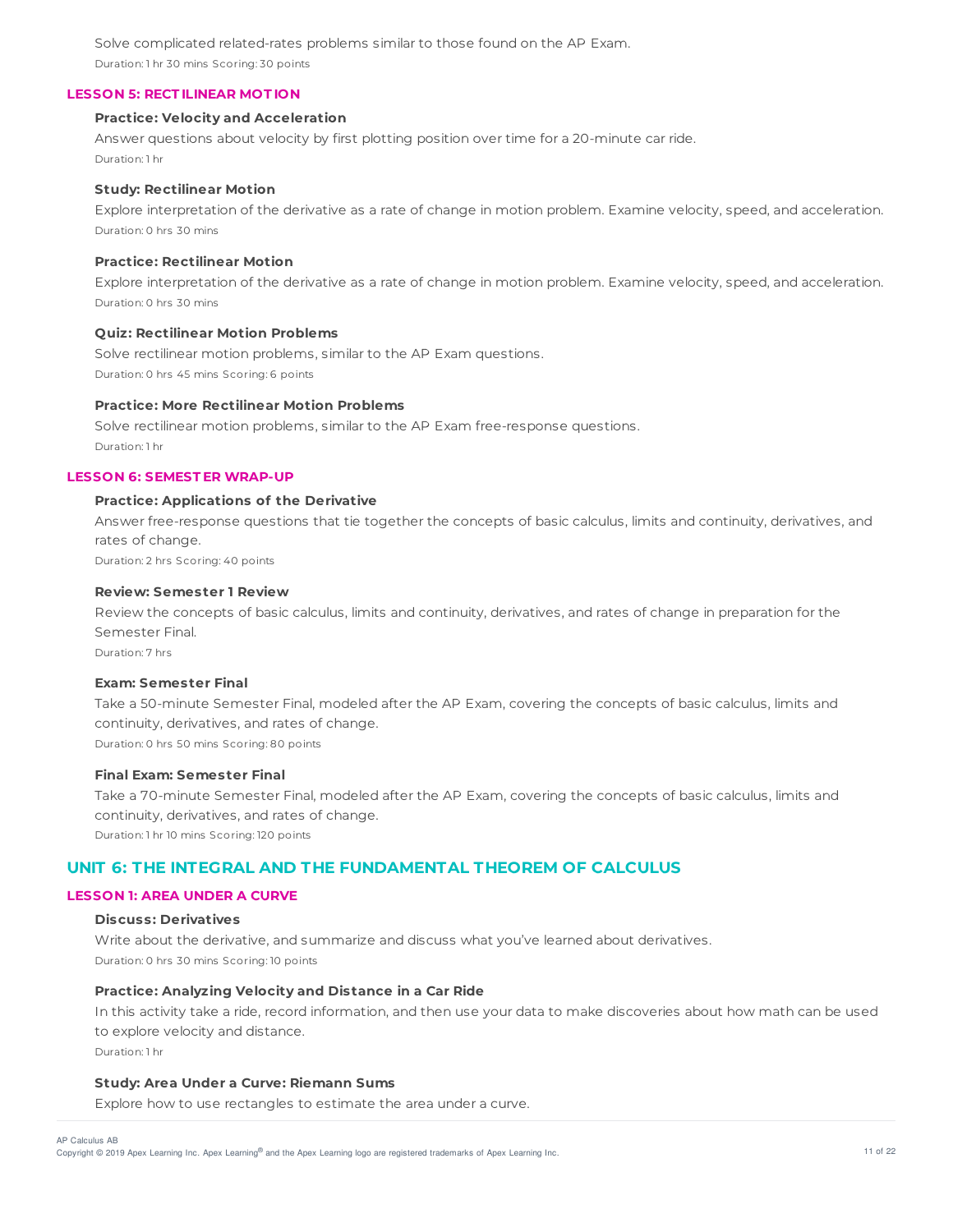Solve complicated related-rates problems similar to those found on the AP Exam.

Duration: 1 hr 30 mins Scoring: 30 points

### LESSON 5: RECTILINEAR MOTION

**Practice: Velocity and Acceleration**

Answer questions about velocity by first plotting position over time for a 20-minute car ride.

Duration: 1 hr

**Study: Rectilinear Motion**

Explore interpretation of the derivative as a rate of change in motion problem. Examine velocity, speed, and acceleration.

Duration: 0 hrs 30 mins

**Practice: Rectilinear Motion**

Explore interpretation of the derivative as a rate of change in motion problem. Examine velocity, speed, and acceleration.

Duration: 0 hrs 30 mins

**Quiz: Rectilinear Motion Problems**

Solve rectilinear motion problems, similar to the AP Exam questions.

Duration: 0 hrs 45 mins Scoring: 6 points

**Practice: More Rectilinear Motion Problems**

Solve rectilinear motion problems, similar to the AP Exam free-response questions.

Duration: 1 hr

### LESSON 6: SEMESTER WRAP-UP

**Practice: Applications of the Derivative**

Answer free-response questions that tie together the concepts of basic calculus, limits and continuity, derivatives, and rates of change.

Duration: 2 hrs Scoring: 40 points

**Review: Semester 1 Review**

Review the concepts of basic calculus, limits and continuity, derivatives, and rates of change in preparation for the Semester Final.

Duration: 7 hrs

**Exam: Semester Final**

Take a 50-minute Semester Final, modeled after the AP Exam, covering the concepts of basic calculus, limits and continuity, derivatives, and rates of change.

Duration: 0 hrs 50 mins Scoring: 80 points

**Final Exam: Semester Final**

Take a 70-minute Semester Final, modeled after the AP Exam, covering the concepts of basic calculus, limits and continuity, derivatives, and rates of change.

Duration: 1 hr 10 mins Scoring: 120 points

## UNIT 6: THE INTEGRAL AND THE FUNDAMENTAL THEOREM OF CALCULUS

### LESSON 1: AREA UNDER A CURVE

**Discuss: Derivatives**

Write about the derivative, and summarize and discuss what you've learned about derivatives.

Duration: 0 hrs 30 mins Scoring: 10 points

**Practice: Analyzing Velocity and Distance in a Car Ride**

In this activity take a ride, record information, and then use your data to make discoveries about how math can be used to explore velocity and distance.

Duration: 1 hr

**Study: Area Under a Curve: Riemann Sums**

Explore how to use rectangles to estimate the area under a curve.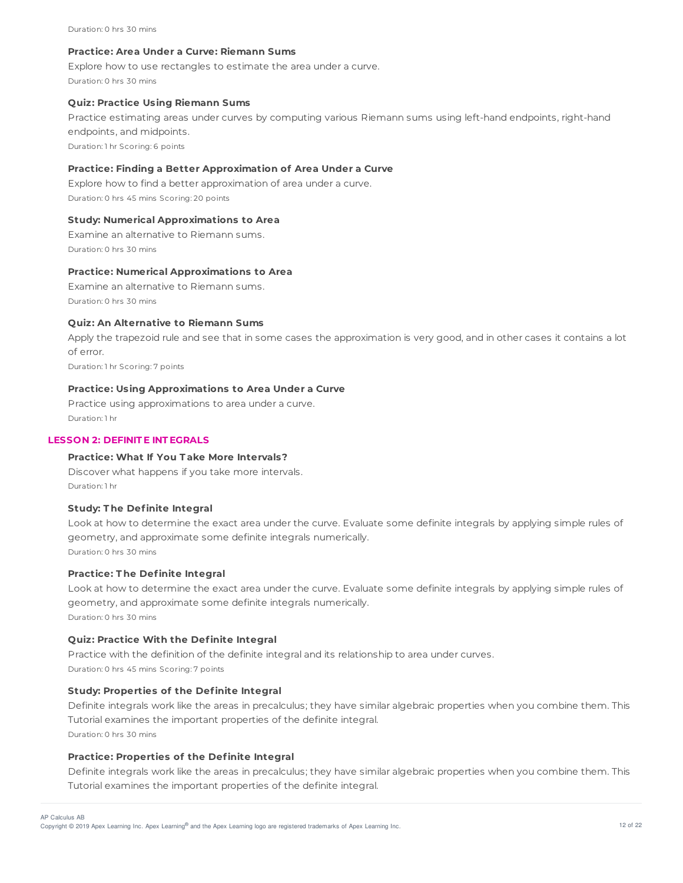Duration: 0 hrs 30 mins

**Practice: Area Under a Curve: Riemann Sums**

Explore how to use rectangles to estimate the area under a curve.

Duration: 0 hrs 30 mins

**Quiz: Practice Using Riemann Sums**

Practice estimating areas under curves by computing various Riemann sums using left-hand endpoints, right-hand endpoints, and midpoints.

Duration: 1 hr Scoring: 6 points

**Practice: Finding a Better Approximation of Area Under a Curve**

Explore how to find a better approximation of area under a curve.

Duration: 0 hrs 45 mins Scoring: 20 points

**Study: Numerical Approximations to Area**

Examine an alternative to Riemann sums.

Duration: 0 hrs 30 mins

**Practice: Numerical Approximations to Area**

Examine an alternative to Riemann sums.

Duration: 0 hrs 30 mins

**Quiz: An Alternative to Riemann Sums**

Apply the trapezoid rule and see that in some cases the approximation is very good, and in other cases it contains a lot of error.

Duration: 1 hr Scoring: 7 points

**Practice: Using Approximations to Area Under a Curve**

Practice using approximations to area under a curve.

Duration: 1 hr

## LESSON 2: DEFINITE INTEGRALS

**Practice: What If You Take More Intervals?**

Discover what happens if you take more intervals.

Duration: 1 hr

**Study: The Definite Integral**

Look at how to determine the exact area under the curve. Evaluate some definite integrals by applying simple rules of geometry, and approximate some definite integrals numerically.

Duration: 0 hrs 30 mins

**Practice: The Definite Integral**

Look at how to determine the exact area under the curve. Evaluate some definite integrals by applying simple rules of geometry, and approximate some definite integrals numerically.

Duration: 0 hrs 30 mins

**Quiz: Practice With the Definite Integral**

Practice with the definition of the definite integral and its relationship to area under curves.

Duration: 0 hrs 45 mins Scoring: 7 points

**Study: Properties of the Definite Integral**

Definite integrals work like the areas in precalculus; they have similar algebraic properties when you combine them. This Tutorial examines the important properties of the definite integral.

Duration: 0 hrs 30 mins

**Practice: Properties of the Definite Integral**

Definite integrals work like the areas in precalculus; they have similar algebraic properties when you combine them. This Tutorial examines the important properties of the definite integral.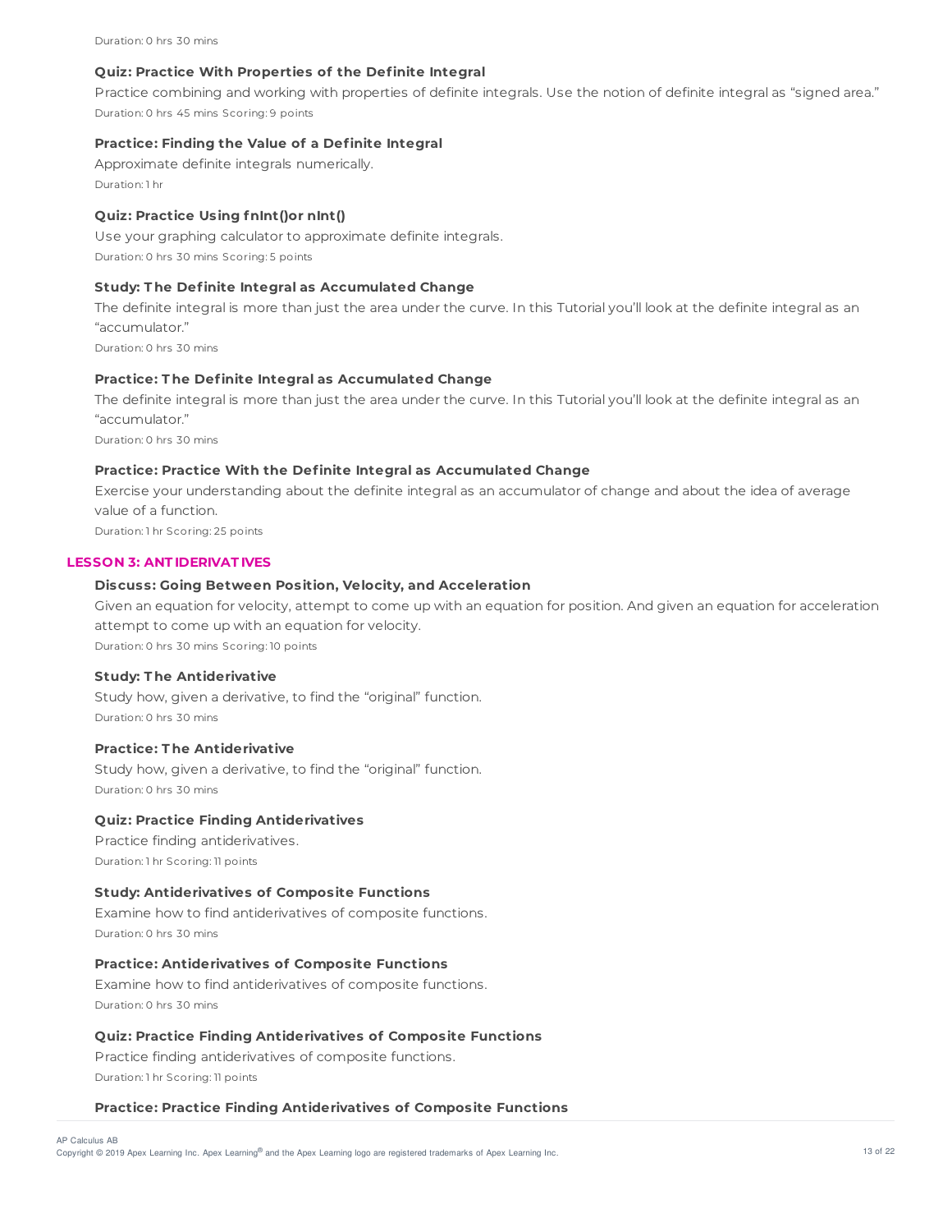Duration: 0 hrs 30 mins

**Quiz: Practice With Properties of the Definite Integral**

Practice combining and working with properties of definite integrals. Use the notion of definite integral as "signed area."

Duration: 0 hrs 45 mins Scoring: 9 points

**Practice: Finding the Value of a Definite Integral**

Approximate definite integrals numerically.

Duration: 1 hr

**Quiz: Practice Using fnInt()or nInt()**

Use your graphing calculator to approximate definite integrals.

Duration: 0 hrs 30 mins Scoring: 5 points

**Study: The Definite Integral as Accumulated Change**

The definite integral is more than just the area under the curve. In this Tutorial you'll look at the definite integral as an "accumulator."

Duration: 0 hrs 30 mins

**Practice: The Definite Integral as Accumulated Change**

The definite integral is more than just the area under the curve. In this Tutorial you'll look at the definite integral as an "accumulator."

Duration: 0 hrs 30 mins

**Practice: Practice With the Definite Integral as Accumulated Change**

Exercise your understanding about the definite integral as an accumulator of change and about the idea of average value of a function.

Duration: 1 hr Scoring: 25 points

## LESSON 3: ANTIDERIVATIVES

**Discuss: Going Between Position, Velocity, and Acceleration**

Given an equation for velocity, attempt to come up with an equation for position. And given an equation for acceleration attempt to come up with an equation for velocity.

Duration: 0 hrs 30 mins Scoring: 10 points

**Study: The Antiderivative**

Study how, given a derivative, to find the "original" function.

Duration: 0 hrs 30 mins

**Practice: The Antiderivative**

Study how, given a derivative, to find the "original" function.

Duration: 0 hrs 30 mins

**Quiz: Practice Finding Antiderivatives**

Practice finding antiderivatives.

Duration: 1 hr Scoring: 11 points

**Study: Antiderivatives of Composite Functions**

Examine how to find antiderivatives of composite functions.

Duration: 0 hrs 30 mins

**Practice: Antiderivatives of Composite Functions**

Examine how to find antiderivatives of composite functions.

Duration: 0 hrs 30 mins

**Quiz: Practice Finding Antiderivatives of Composite Functions**

Practice finding antiderivatives of composite functions.

Duration: 1 hr Scoring: 11 points

**Practice: Practice Finding Antiderivatives of Composite Functions**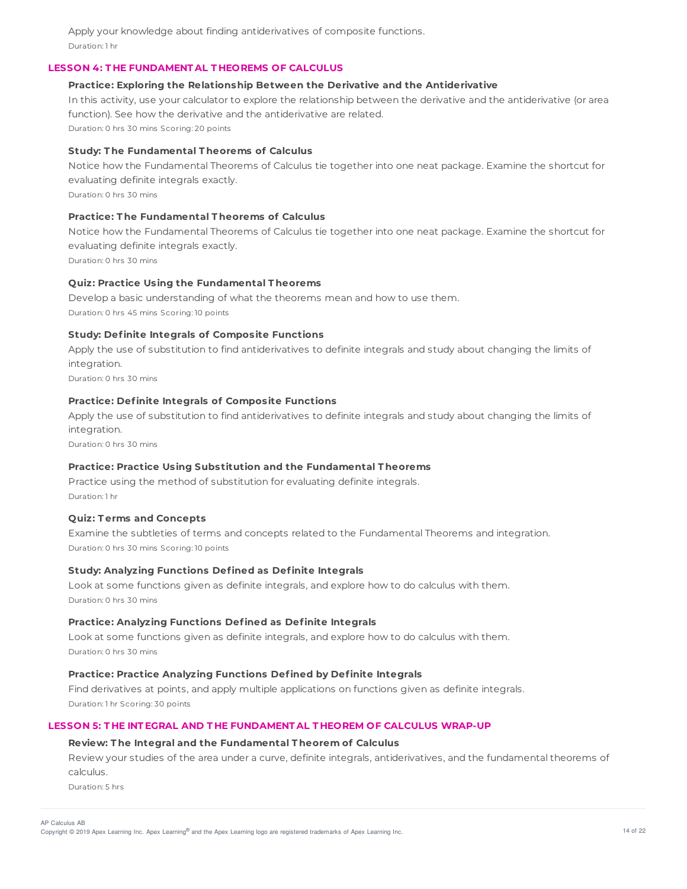Apply your knowledge about finding antiderivatives of composite functions.

Duration: 1 hr

## LESSON 4: THE FUNDAMENTAL THEOREMS OF CALCULUS

**Practice: Exploring the Relationship Between the Derivative and the Antiderivative**

In this activity, use your calculator to explore the relationship between the derivative and the antiderivative (or area function). See how the derivative and the antiderivative are related.

Duration: 0 hrs 30 mins Scoring: 20 points

**Study: The Fundamental Theorems of Calculus**

Notice how the Fundamental Theorems of Calculus tie together into one neat package. Examine the shortcut for evaluating definite integrals exactly.

Duration: 0 hrs 30 mins

**Practice: The Fundamental Theorems of Calculus**

Notice how the Fundamental Theorems of Calculus tie together into one neat package. Examine the shortcut for evaluating definite integrals exactly.

Duration: 0 hrs 30 mins

**Quiz: Practice Using the Fundamental Theorems**

Develop a basic understanding of what the theorems mean and how to use them.

Duration: 0 hrs 45 mins Scoring: 10 points

**Study: Definite Integrals of Composite Functions**

Apply the use of substitution to find antiderivatives to definite integrals and study about changing the limits of integration.

Duration: 0 hrs 30 mins

**Practice: Definite Integrals of Composite Functions**

Apply the use of substitution to find antiderivatives to definite integrals and study about changing the limits of integration.

Duration: 0 hrs 30 mins

**Practice: Practice Using Substitution and the Fundamental Theorems**

Practice using the method of substitution for evaluating definite integrals.

Duration: 1 hr

**Quiz: Terms and Concepts**

Examine the subtleties of terms and concepts related to the Fundamental Theorems and integration.

Duration: 0 hrs 30 mins Scoring: 10 points

**Study: Analyzing Functions Defined as Definite Integrals**

Look at some functions given as definite integrals, and explore how to do calculus with them.

Duration: 0 hrs 30 mins

**Practice: Analyzing Functions Defined as Definite Integrals**

Look at some functions given as definite integrals, and explore how to do calculus with them.

Duration: 0 hrs 30 mins

**Practice: Practice Analyzing Functions Defined by Definite Integrals**

Find derivatives at points, and apply multiple applications on functions given as definite integrals.

Duration: 1 hr Scoring: 30 points

## LESSON 5: THE INTEGRAL AND THE FUNDAMENTAL THEOREM OF CALCULUS WRAP-UP

**Review: The Integral and the Fundamental Theorem of Calculus**

Review your studies of the area under a curve, definite integrals, antiderivatives, and the fundamental theorems of calculus.

Duration: 5 hrs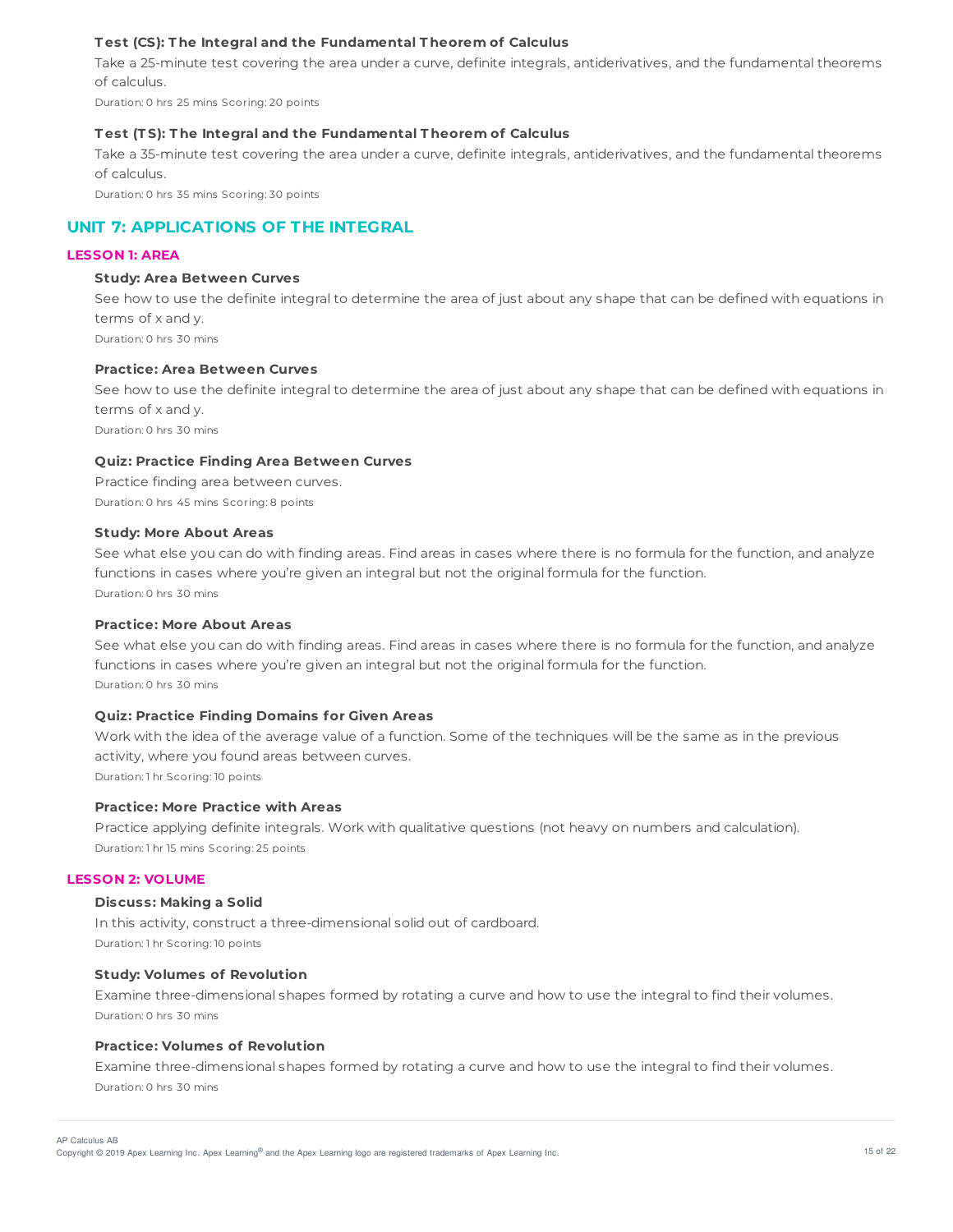#### Test (CS): The Integral and the Fundamental Theorem of Calculus

Take a 25-minute test covering the area under a curve, definite integrals, antiderivatives, and the fundamental theorems of calculus.

Duration: 0 hrs 25 mins Scoring: 20 points

#### Test (TS): The Integral and the Fundamental Theorem of Calculus

Take a 35-minute test covering the area under a curve, definite integrals, antiderivatives, and the fundamental theorems of calculus.

Duration: 0 hrs 35 mins Scoring: 30 points

## UNIT 7: APPLICATIONS OF THE INTEGRAL

### LESSON 1: AREA

#### Study: Area Between Curves

See how to use the definite integral to determine the area of just about any shape that can be defined with equations in terms of x and y.

Duration: 0 hrs 30 mins

#### Practice: Area Between Curves

See how to use the definite integral to determine the area of just about any shape that can be defined with equations in terms of x and y.

Duration: 0 hrs 30 mins

#### Quiz: Practice Finding Area Between Curves

Practice finding area between curves.

Duration: 0 hrs 45 mins Scoring: 8 points

#### Study: More About Areas

See what else you can do with finding areas. Find areas in cases where there is no formula for the function, and analyze functions in cases where you're given an integral but not the original formula for the function.

Duration: 0 hrs 30 mins

#### Practice: More About Areas

See what else you can do with finding areas. Find areas in cases where there is no formula for the function, and analyze functions in cases where you're given an integral but not the original formula for the function.

Duration: 0 hrs 30 mins

#### Quiz: Practice Finding Domains for Given Areas

Work with the idea of the average value of a function. Some of the techniques will be the same as in the previous activity, where you found areas between curves.

Duration: 1 hr Scoring: 10 points

#### Practice: More Practice with Areas

Practice applying definite integrals. Work with qualitative questions (not heavy on numbers and calculation).

Duration: 1 hr 15 mins Scoring: 25 points

### LESSON 2: VOLUME

#### Discuss: Making a Solid

In this activity, construct a three-dimensional solid out of cardboard.

Duration: 1 hr Scoring: 10 points

#### Study: Volumes of Revolution

Examine three-dimensional shapes formed by rotating a curve and how to use the integral to find their volumes.

Duration: 0 hrs 30 mins

#### Practice: Volumes of Revolution

Examine three-dimensional shapes formed by rotating a curve and how to use the integral to find their volumes.

Duration: 0 hrs 30 mins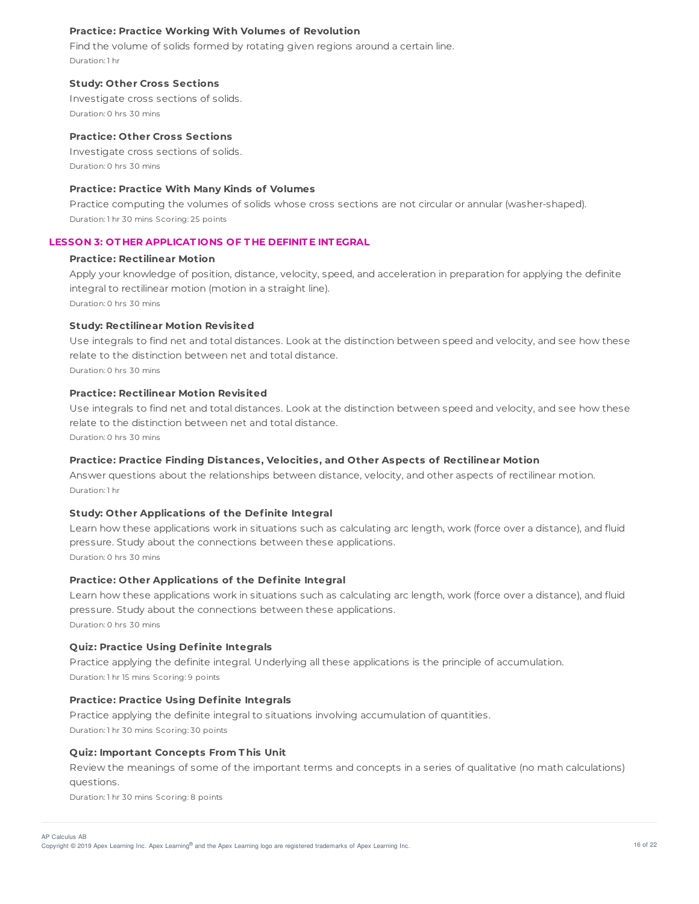**Practice: Practice Working With Volumes of Revolution**

Find the volume of solids formed by rotating given regions around a certain line.

Duration: 1 hr

**Study: Other Cross Sections**

Investigate cross sections of solids.

Duration: 0 hrs 30 mins

**Practice: Other Cross Sections**

Investigate cross sections of solids.

Duration: 0 hrs 30 mins

**Practice: Practice With Many Kinds of Volumes**

Practice computing the volumes of solids whose cross sections are not circular or annular (washer-shaped).

Duration: 1 hr 30 mins Scoring: 25 points

## LESSON 3: OTHER APPLICATIONS OF THE DEFINITE INTEGRAL

**Practice: Rectilinear Motion**

Apply your knowledge of position, distance, velocity, speed, and acceleration in preparation for applying the definite integral to rectilinear motion (motion in a straight line).

Duration: 0 hrs 30 mins

**Study: Rectilinear Motion Revisited**

Use integrals to find net and total distances. Look at the distinction between speed and velocity, and see how these relate to the distinction between net and total distance.

Duration: 0 hrs 30 mins

**Practice: Rectilinear Motion Revisited**

Use integrals to find net and total distances. Look at the distinction between speed and velocity, and see how these relate to the distinction between net and total distance.

Duration: 0 hrs 30 mins

**Practice: Practice Finding Distances, Velocities, and Other Aspects of Rectilinear Motion**

Answer questions about the relationships between distance, velocity, and other aspects of rectilinear motion.

Duration: 1 hr

**Study: Other Applications of the Definite Integral**

Learn how these applications work in situations such as calculating arc length, work (force over a distance), and fluid pressure. Study about the connections between these applications.

Duration: 0 hrs 30 mins

**Practice: Other Applications of the Definite Integral**

Learn how these applications work in situations such as calculating arc length, work (force over a distance), and fluid pressure. Study about the connections between these applications.

Duration: 0 hrs 30 mins

**Quiz: Practice Using Definite Integrals**

Practice applying the definite integral. Underlying all these applications is the principle of accumulation.

Duration: 1 hr 15 mins Scoring: 9 points

**Practice: Practice Using Definite Integrals**

Practice applying the definite integral to situations involving accumulation of quantities.

Duration: 1 hr 30 mins Scoring: 30 points

**Quiz: Important Concepts From This Unit**

Review the meanings of some of the important terms and concepts in a series of qualitative (no math calculations) questions.

Duration: 1 hr 30 mins Scoring: 8 points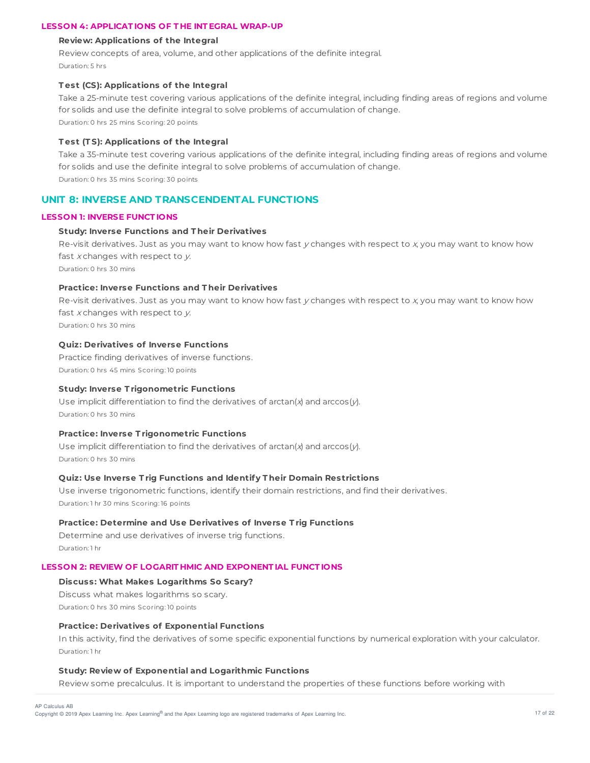#### LESSON 4: APPLICATIONS OF THE INTEGRAL WRAP-UP

**Review: Applications of the Integral**

Review concepts of area, volume, and other applications of the definite integral.

Duration: 5 hrs

**Test (CS): Applications of the Integral**

Take a 25-minute test covering various applications of the definite integral, including finding areas of regions and volume for solids and use the definite integral to solve problems of accumulation of change.

Duration: 0 hrs 25 mins Scoring: 20 points

**Test (TS): Applications of the Integral**

Take a 35-minute test covering various applications of the definite integral, including finding areas of regions and volume for solids and use the definite integral to solve problems of accumulation of change.

Duration: 0 hrs 35 mins Scoring: 30 points

## UNIT 8: INVERSE AND TRANSCENDENTAL FUNCTIONS

#### LESSON 1: INVERSE FUNCTIONS

**Study: Inverse Functions and Their Derivatives**

Re-visit derivatives. Just as you may want to know how fast *y* changes with respect to *x*, you may want to know how fast *x* changes with respect to *y*.

Duration: 0 hrs 30 mins

**Practice: Inverse Functions and Their Derivatives**

Re-visit derivatives. Just as you may want to know how fast *y* changes with respect to *x*, you may want to know how fast *x* changes with respect to *y*.

Duration: 0 hrs 30 mins

**Quiz: Derivatives of Inverse Functions**

Practice finding derivatives of inverse functions.

Duration: 0 hrs 45 mins Scoring: 10 points

**Study: Inverse Trigonometric Functions**

Use implicit differentiation to find the derivatives of arctan($x$) and arccos($y$).

Duration: 0 hrs 30 mins

**Practice: Inverse Trigonometric Functions**

Use implicit differentiation to find the derivatives of arctan($x$) and arccos($y$).

Duration: 0 hrs 30 mins

**Quiz: Use Inverse Trig Functions and Identify Their Domain Restrictions**

Use inverse trigonometric functions, identify their domain restrictions, and find their derivatives.

Duration: 1 hr 30 mins Scoring: 16 points

**Practice: Determine and Use Derivatives of Inverse Trig Functions**

Determine and use derivatives of inverse trig functions.

Duration: 1 hr

#### LESSON 2: REVIEW OF LOGARITHMIC AND EXPONENTIAL FUNCTIONS

**Discuss: What Makes Logarithms So Scary?**

Discuss what makes logarithms so scary.

Duration: 0 hrs 30 mins Scoring: 10 points

**Practice: Derivatives of Exponential Functions**

In this activity, find the derivatives of some specific exponential functions by numerical exploration with your calculator.

Duration: 1 hr

**Study: Review of Exponential and Logarithmic Functions**

Review some precalculus. It is important to understand the properties of these functions before working with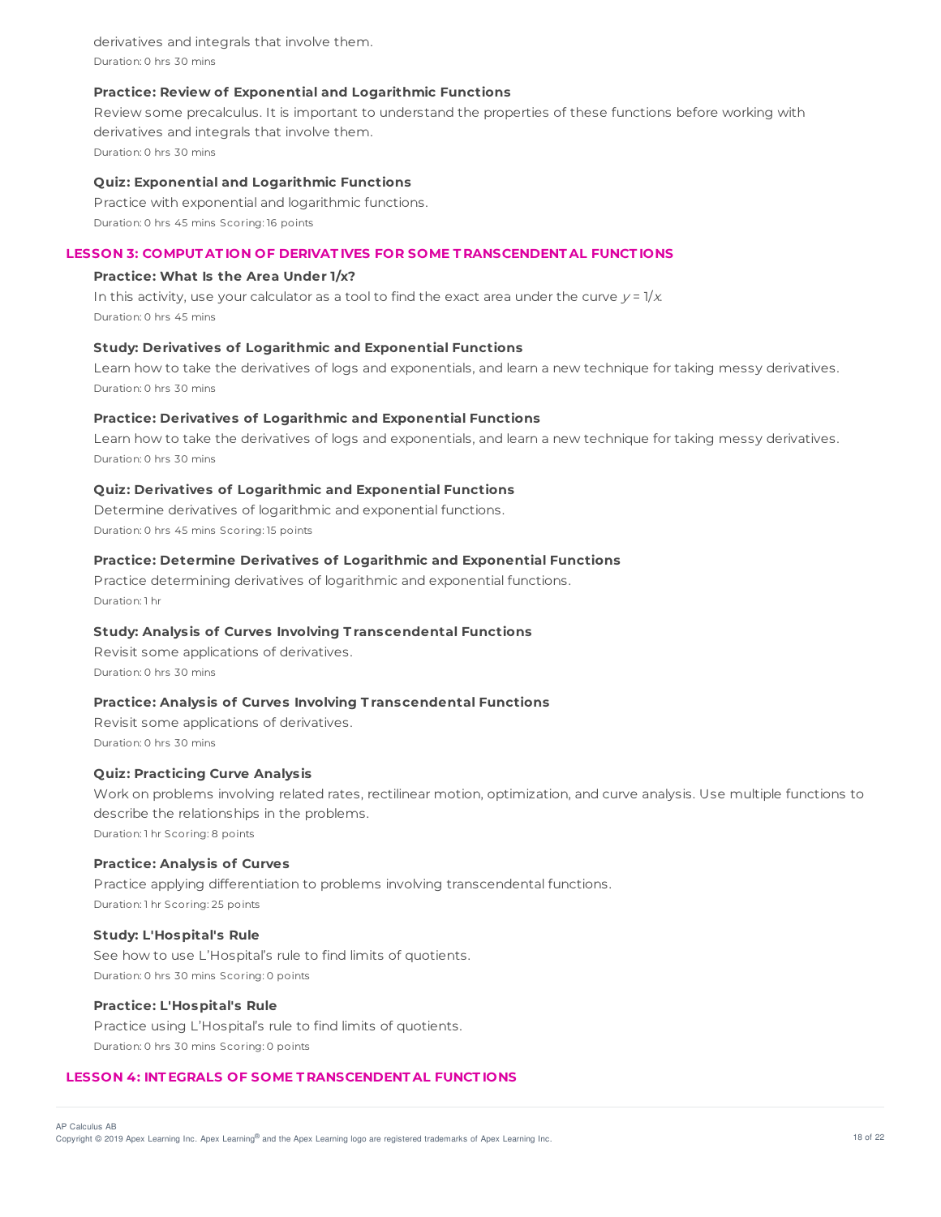derivatives and integrals that involve them.
Duration: 0 hrs 30 mins

**Practice: Review of Exponential and Logarithmic Functions**

Review some precalculus. It is important to understand the properties of these functions before working with derivatives and integrals that involve them.
Duration: 0 hrs 30 mins

**Quiz: Exponential and Logarithmic Functions**

Practice with exponential and logarithmic functions.
Duration: 0 hrs 45 mins Scoring: 16 points

## LESSON 3: COMPUTATION OF DERIVATIVES FOR SOME TRANSCENDENTAL FUNCTIONS

**Practice: What Is the Area Under 1/x?**

In this activity, use your calculator as a tool to find the exact area under the curve $y = 1/x$.
Duration: 0 hrs 45 mins

**Study: Derivatives of Logarithmic and Exponential Functions**

Learn how to take the derivatives of logs and exponentials, and learn a new technique for taking messy derivatives.
Duration: 0 hrs 30 mins

**Practice: Derivatives of Logarithmic and Exponential Functions**

Learn how to take the derivatives of logs and exponentials, and learn a new technique for taking messy derivatives.
Duration: 0 hrs 30 mins

**Quiz: Derivatives of Logarithmic and Exponential Functions**

Determine derivatives of logarithmic and exponential functions.
Duration: 0 hrs 45 mins Scoring: 15 points

**Practice: Determine Derivatives of Logarithmic and Exponential Functions**

Practice determining derivatives of logarithmic and exponential functions.
Duration: 1 hr

**Study: Analysis of Curves Involving Transcendental Functions**

Revisit some applications of derivatives.
Duration: 0 hrs 30 mins

**Practice: Analysis of Curves Involving Transcendental Functions**

Revisit some applications of derivatives.
Duration: 0 hrs 30 mins

**Quiz: Practicing Curve Analysis**

Work on problems involving related rates, rectilinear motion, optimization, and curve analysis. Use multiple functions to describe the relationships in the problems.
Duration: 1 hr Scoring: 8 points

**Practice: Analysis of Curves**

Practice applying differentiation to problems involving transcendental functions.
Duration: 1 hr Scoring: 25 points

**Study: L'Hospital's Rule**

See how to use L'Hospital's rule to find limits of quotients.
Duration: 0 hrs 30 mins Scoring: 0 points

**Practice: L'Hospital's Rule**

Practice using L'Hospital's rule to find limits of quotients.
Duration: 0 hrs 30 mins Scoring: 0 points

## LESSON 4: INTEGRALS OF SOME TRANSCENDENTAL FUNCTIONS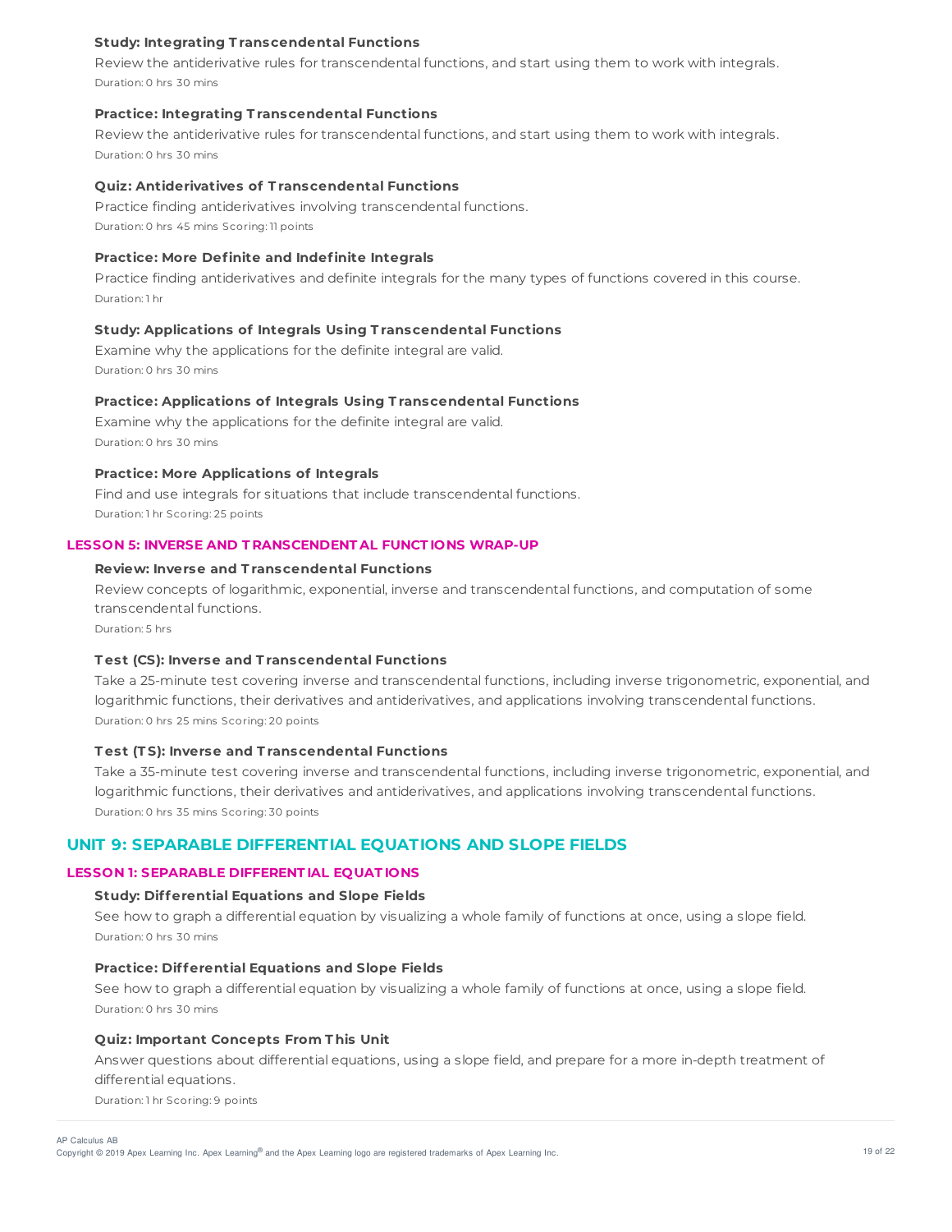**Study: Integrating Transcendental Functions**

Review the antiderivative rules for transcendental functions, and start using them to work with integrals.

Duration: 0 hrs 30 mins

**Practice: Integrating Transcendental Functions**

Review the antiderivative rules for transcendental functions, and start using them to work with integrals.

Duration: 0 hrs 30 mins

**Quiz: Antiderivatives of Transcendental Functions**

Practice finding antiderivatives involving transcendental functions.

Duration: 0 hrs 45 mins Scoring: 11 points

**Practice: More Definite and Indefinite Integrals**

Practice finding antiderivatives and definite integrals for the many types of functions covered in this course.

Duration: 1 hr

**Study: Applications of Integrals Using Transcendental Functions**

Examine why the applications for the definite integral are valid.

Duration: 0 hrs 30 mins

**Practice: Applications of Integrals Using Transcendental Functions**

Examine why the applications for the definite integral are valid.

Duration: 0 hrs 30 mins

**Practice: More Applications of Integrals**

Find and use integrals for situations that include transcendental functions.

Duration: 1 hr Scoring: 25 points

### LESSON 5: INVERSE AND TRANSCENDENTAL FUNCTIONS WRAP-UP

**Review: Inverse and Transcendental Functions**

Review concepts of logarithmic, exponential, inverse and transcendental functions, and computation of some transcendental functions.

Duration: 5 hrs

**Test (CS): Inverse and Transcendental Functions**

Take a 25-minute test covering inverse and transcendental functions, including inverse trigonometric, exponential, and logarithmic functions, their derivatives and antiderivatives, and applications involving transcendental functions.

Duration: 0 hrs 25 mins Scoring: 20 points

**Test (TS): Inverse and Transcendental Functions**

Take a 35-minute test covering inverse and transcendental functions, including inverse trigonometric, exponential, and logarithmic functions, their derivatives and antiderivatives, and applications involving transcendental functions.

Duration: 0 hrs 35 mins Scoring: 30 points

## UNIT 9: SEPARABLE DIFFERENTIAL EQUATIONS AND SLOPE FIELDS

### LESSON 1: SEPARABLE DIFFERENTIAL EQUATIONS

**Study: Differential Equations and Slope Fields**

See how to graph a differential equation by visualizing a whole family of functions at once, using a slope field.

Duration: 0 hrs 30 mins

**Practice: Differential Equations and Slope Fields**

See how to graph a differential equation by visualizing a whole family of functions at once, using a slope field.

Duration: 0 hrs 30 mins

**Quiz: Important Concepts From This Unit**

Answer questions about differential equations, using a slope field, and prepare for a more in-depth treatment of differential equations.

Duration: 1 hr Scoring: 9 points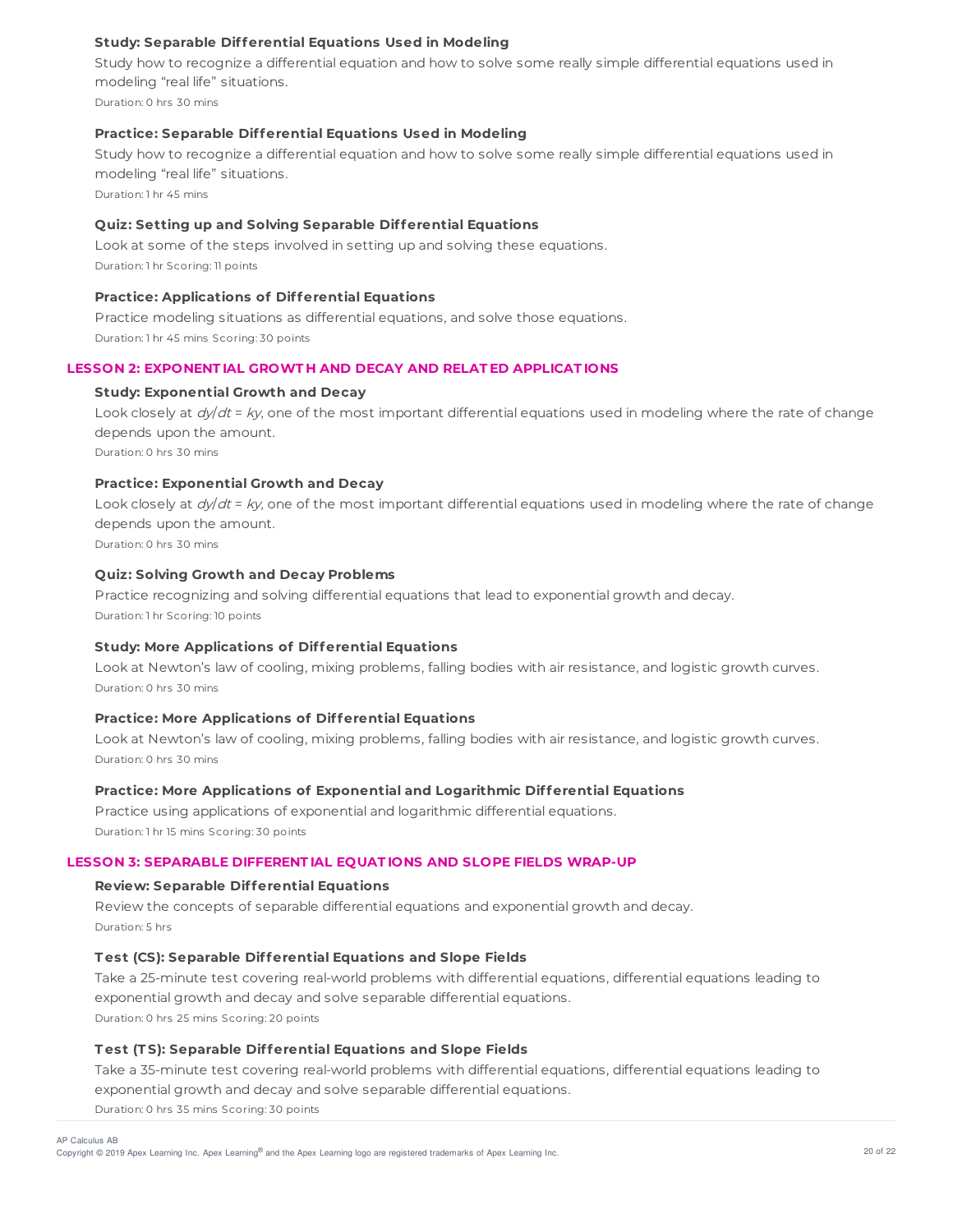**Study: Separable Differential Equations Used in Modeling**

Study how to recognize a differential equation and how to solve some really simple differential equations used in modeling "real life" situations.

Duration: 0 hrs 30 mins

**Practice: Separable Differential Equations Used in Modeling**

Study how to recognize a differential equation and how to solve some really simple differential equations used in modeling "real life" situations.

Duration: 1 hr 45 mins

**Quiz: Setting up and Solving Separable Differential Equations**

Look at some of the steps involved in setting up and solving these equations.

Duration: 1 hr Scoring: 11 points

**Practice: Applications of Differential Equations**

Practice modeling situations as differential equations, and solve those equations.

Duration: 1 hr 45 mins Scoring: 30 points

## LESSON 2: EXPONENTIAL GROWTH AND DECAY AND RELATED APPLICATIONS

**Study: Exponential Growth and Decay**

Look closely at $dy/dt = ky$, one of the most important differential equations used in modeling where the rate of change depends upon the amount.

Duration: 0 hrs 30 mins

**Practice: Exponential Growth and Decay**

Look closely at $dy/dt = ky$, one of the most important differential equations used in modeling where the rate of change depends upon the amount.

Duration: 0 hrs 30 mins

**Quiz: Solving Growth and Decay Problems**

Practice recognizing and solving differential equations that lead to exponential growth and decay.

Duration: 1 hr Scoring: 10 points

**Study: More Applications of Differential Equations**

Look at Newton's law of cooling, mixing problems, falling bodies with air resistance, and logistic growth curves.

Duration: 0 hrs 30 mins

**Practice: More Applications of Differential Equations**

Look at Newton's law of cooling, mixing problems, falling bodies with air resistance, and logistic growth curves.

Duration: 0 hrs 30 mins

**Practice: More Applications of Exponential and Logarithmic Differential Equations**

Practice using applications of exponential and logarithmic differential equations.

Duration: 1 hr 15 mins Scoring: 30 points

## LESSON 3: SEPARABLE DIFFERENTIAL EQUATIONS AND SLOPE FIELDS WRAP-UP

**Review: Separable Differential Equations**

Review the concepts of separable differential equations and exponential growth and decay.

Duration: 5 hrs

**Test (CS): Separable Differential Equations and Slope Fields**

Take a 25-minute test covering real-world problems with differential equations, differential equations leading to exponential growth and decay and solve separable differential equations.

Duration: 0 hrs 25 mins Scoring: 20 points

**Test (TS): Separable Differential Equations and Slope Fields**

Take a 35-minute test covering real-world problems with differential equations, differential equations leading to exponential growth and decay and solve separable differential equations.

Duration: 0 hrs 35 mins Scoring: 30 points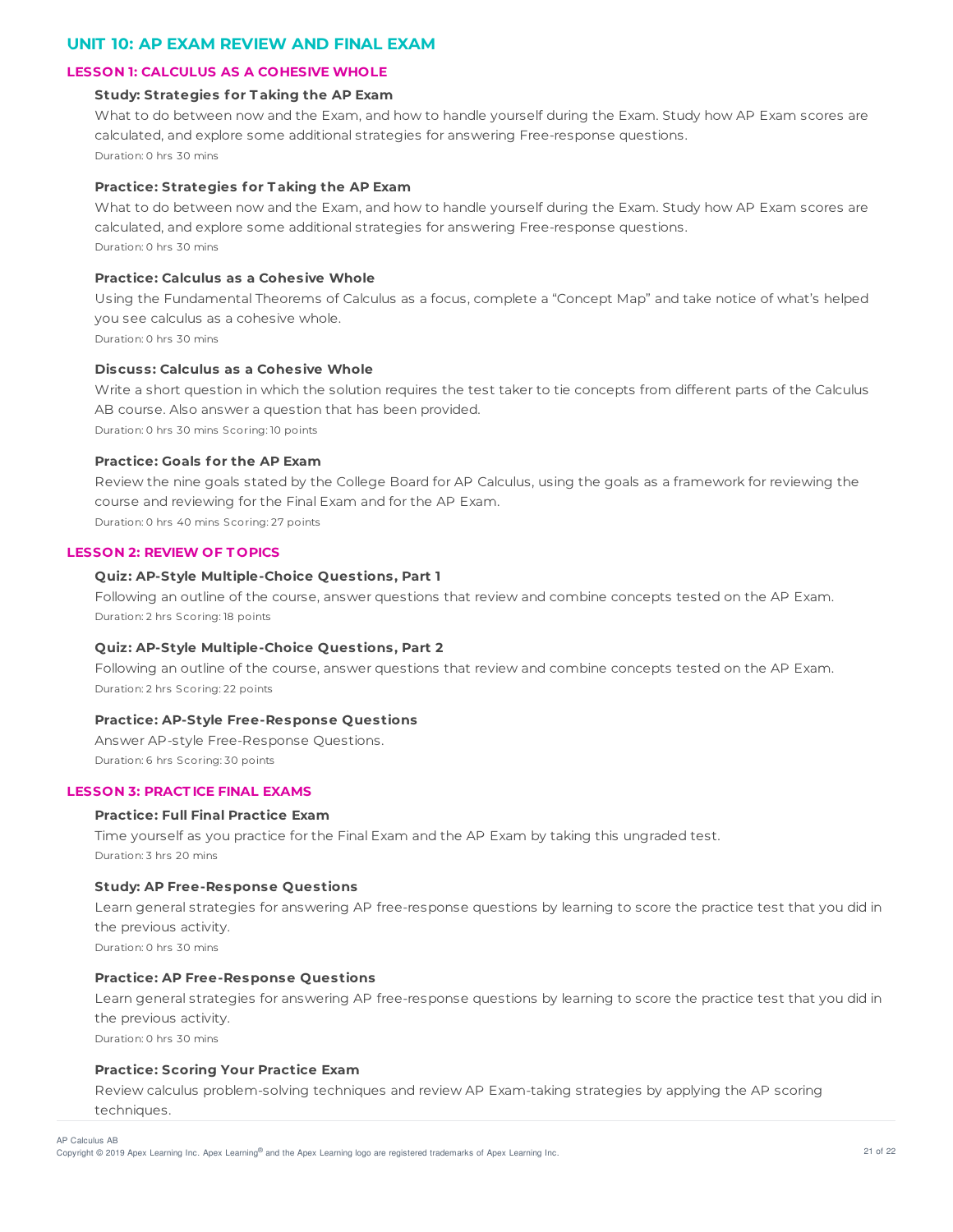## UNIT 10: AP EXAM REVIEW AND FINAL EXAM

### LESSON 1: CALCULUS AS A COHESIVE WHOLE

**Study: Strategies for Taking the AP Exam**

What to do between now and the Exam, and how to handle yourself during the Exam. Study how AP Exam scores are calculated, and explore some additional strategies for answering Free-response questions.

Duration: 0 hrs 30 mins

**Practice: Strategies for Taking the AP Exam**

What to do between now and the Exam, and how to handle yourself during the Exam. Study how AP Exam scores are calculated, and explore some additional strategies for answering Free-response questions.

Duration: 0 hrs 30 mins

**Practice: Calculus as a Cohesive Whole**

Using the Fundamental Theorems of Calculus as a focus, complete a "Concept Map" and take notice of what's helped you see calculus as a cohesive whole.

Duration: 0 hrs 30 mins

**Discuss: Calculus as a Cohesive Whole**

Write a short question in which the solution requires the test taker to tie concepts from different parts of the Calculus AB course. Also answer a question that has been provided.

Duration: 0 hrs 30 mins Scoring: 10 points

**Practice: Goals for the AP Exam**

Review the nine goals stated by the College Board for AP Calculus, using the goals as a framework for reviewing the course and reviewing for the Final Exam and for the AP Exam.

Duration: 0 hrs 40 mins Scoring: 27 points

### LESSON 2: REVIEW OF TOPICS

**Quiz: AP-Style Multiple-Choice Questions, Part 1**

Following an outline of the course, answer questions that review and combine concepts tested on the AP Exam.

Duration: 2 hrs Scoring: 18 points

**Quiz: AP-Style Multiple-Choice Questions, Part 2**

Following an outline of the course, answer questions that review and combine concepts tested on the AP Exam.

Duration: 2 hrs Scoring: 22 points

**Practice: AP-Style Free-Response Questions**

Answer AP-style Free-Response Questions.

Duration: 6 hrs Scoring: 30 points

### LESSON 3: PRACTICE FINAL EXAMS

**Practice: Full Final Practice Exam**

Time yourself as you practice for the Final Exam and the AP Exam by taking this ungraded test.

Duration: 3 hrs 20 mins

**Study: AP Free-Response Questions**

Learn general strategies for answering AP free-response questions by learning to score the practice test that you did in the previous activity.

Duration: 0 hrs 30 mins

**Practice: AP Free-Response Questions**

Learn general strategies for answering AP free-response questions by learning to score the practice test that you did in the previous activity.

Duration: 0 hrs 30 mins

**Practice: Scoring Your Practice Exam**

Review calculus problem-solving techniques and review AP Exam-taking strategies by applying the AP scoring techniques.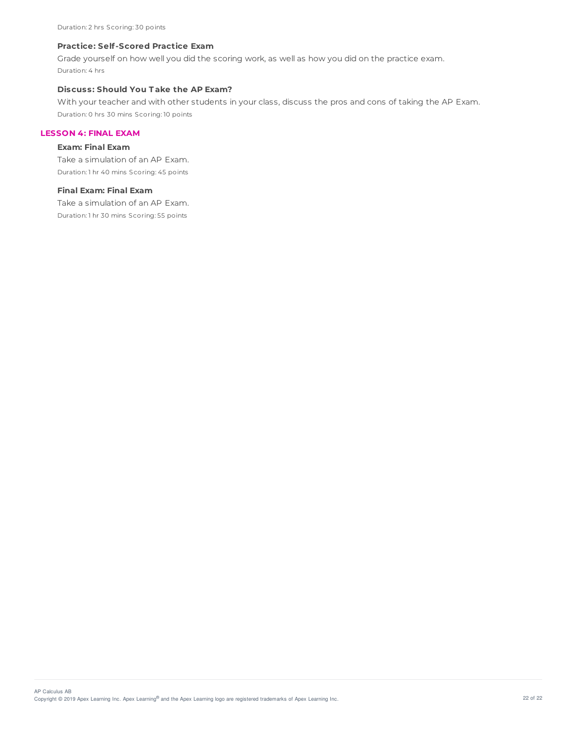Duration: 2 hrs Scoring: 30 points

**Practice: Self-Scored Practice Exam**

Grade yourself on how well you did the scoring work, as well as how you did on the practice exam.

Duration: 4 hrs

**Discuss: Should You Take the AP Exam?**

With your teacher and with other students in your class, discuss the pros and cons of taking the AP Exam.

Duration: 0 hrs 30 mins Scoring: 10 points

## LESSON 4: FINAL EXAM

**Exam: Final Exam**

Take a simulation of an AP Exam.

Duration: 1 hr 40 mins Scoring: 45 points

**Final Exam: Final Exam**

Take a simulation of an AP Exam.

Duration: 1 hr 30 mins Scoring: 55 points